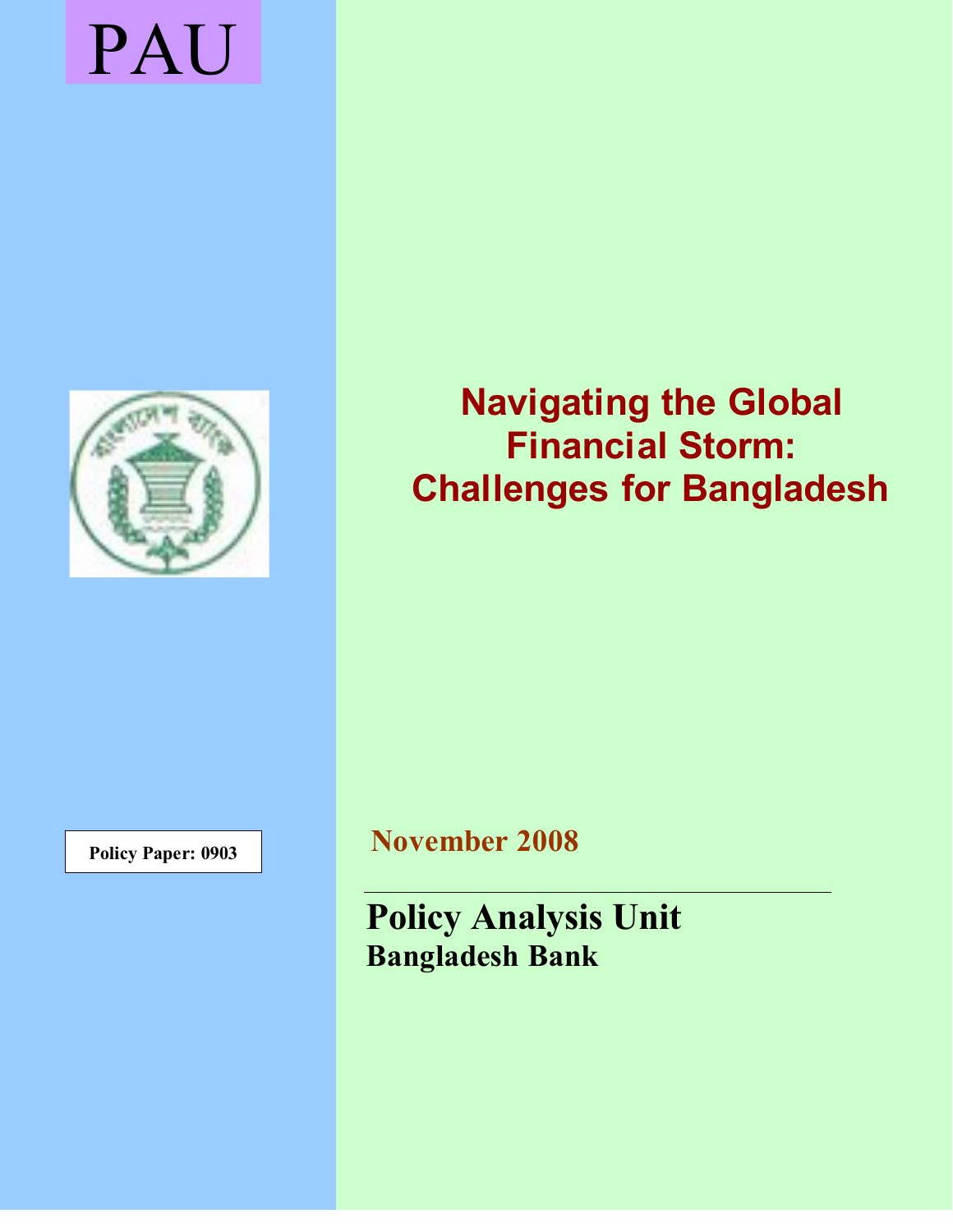PAU

# Navigating the Global Financial Storm: Challenges for Bangladesh

**Policy Paper: 0903**

**November 2008**

**Policy Analysis Unit**

**Bangladesh Bank**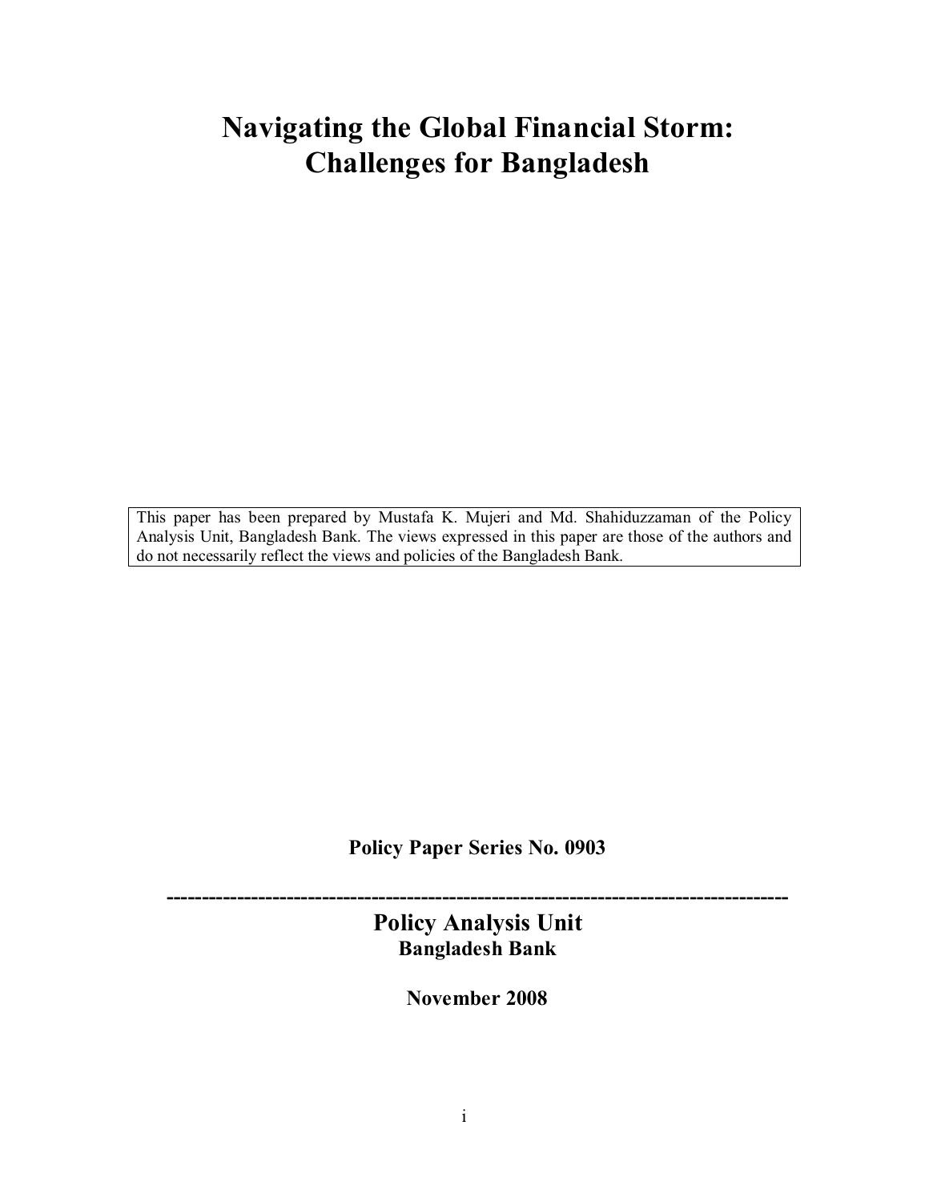# Navigating the Global Financial Storm: Challenges for Bangladesh

This paper has been prepared by Mustafa K. Mujeri and Md. Shahiduzzaman of the Policy Analysis Unit, Bangladesh Bank. The views expressed in this paper are those of the authors and do not necessarily reflect the views and policies of the Bangladesh Bank.

**Policy Paper Series No. 0903**

---

**Policy Analysis Unit**
**Bangladesh Bank**

**November 2008**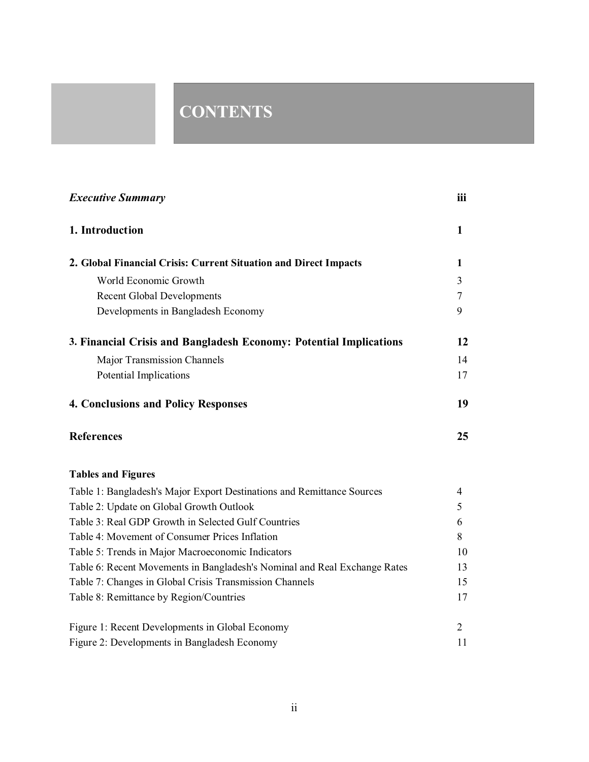# CONTENTS

| | |
|---|---|
| ***Executive Summary*** | **iii** |
| **1. Introduction** | **1** |
| **2. Global Financial Crisis: Current Situation and Direct Impacts** | **1** |
| World Economic Growth | 3 |
| Recent Global Developments | 7 |
| Developments in Bangladesh Economy | 9 |
| **3. Financial Crisis and Bangladesh Economy: Potential Implications** | **12** |
| Major Transmission Channels | 14 |
| Potential Implications | 17 |
| **4. Conclusions and Policy Responses** | **19** |
| **References** | **25** |

**Tables and Figures**

| | |
|---|---|
| Table 1: Bangladesh's Major Export Destinations and Remittance Sources | 4 |
| Table 2: Update on Global Growth Outlook | 5 |
| Table 3: Real GDP Growth in Selected Gulf Countries | 6 |
| Table 4: Movement of Consumer Prices Inflation | 8 |
| Table 5: Trends in Major Macroeconomic Indicators | 10 |
| Table 6: Recent Movements in Bangladesh's Nominal and Real Exchange Rates | 13 |
| Table 7: Changes in Global Crisis Transmission Channels | 15 |
| Table 8: Remittance by Region/Countries | 17 |
| Figure 1: Recent Developments in Global Economy | 2 |
| Figure 2: Developments in Bangladesh Economy | 11 |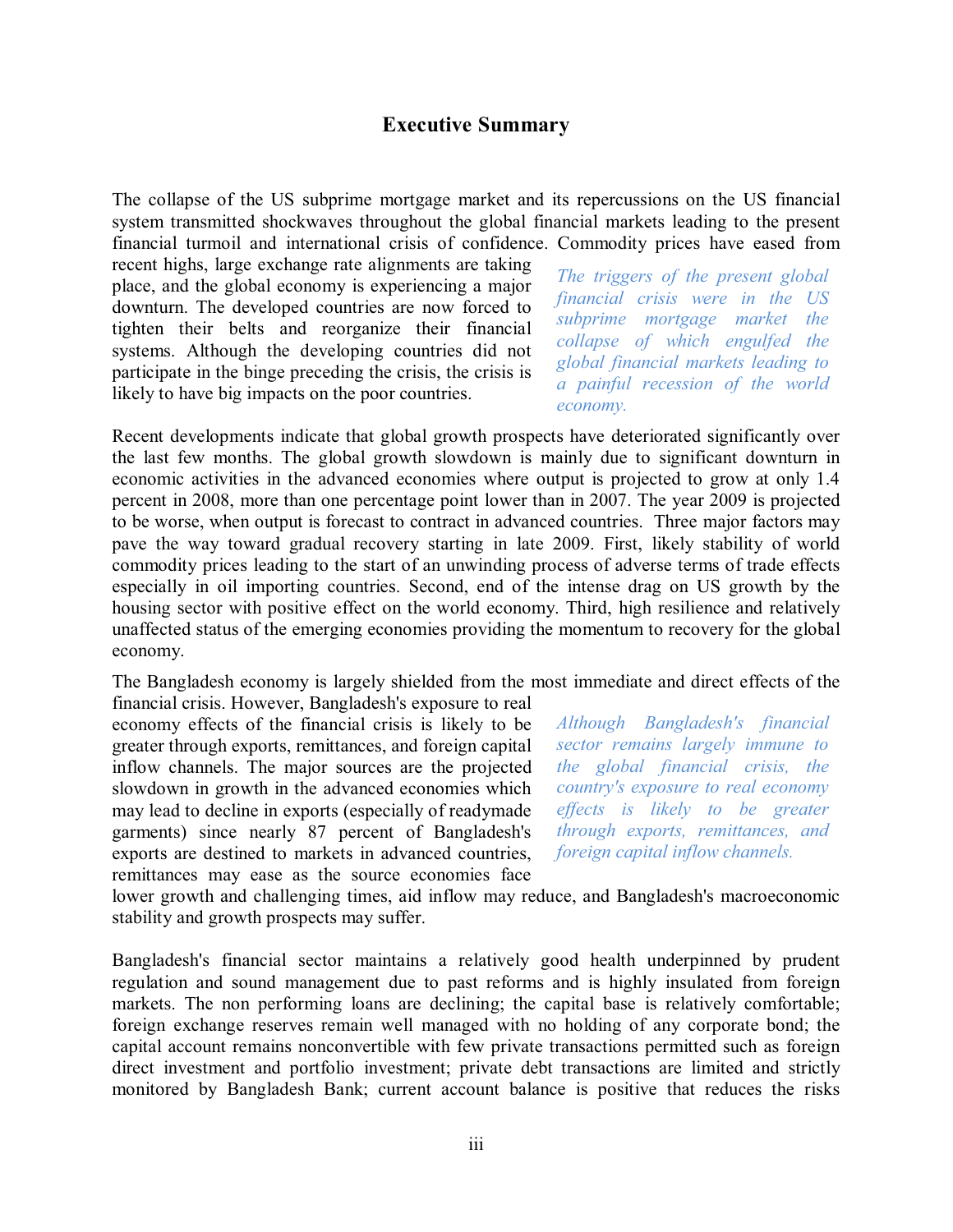## Executive Summary

The collapse of the US subprime mortgage market and its repercussions on the US financial system transmitted shockwaves throughout the global financial markets leading to the present financial turmoil and international crisis of confidence. Commodity prices have eased from recent highs, large exchange rate alignments are taking place, and the global economy is experiencing a major downturn. The developed countries are now forced to tighten their belts and reorganize their financial systems. Although the developing countries did not participate in the binge preceding the crisis, the crisis is likely to have big impacts on the poor countries.

*The triggers of the present global financial crisis were in the US subprime mortgage market the collapse of which engulfed the global financial markets leading to a painful recession of the world economy.*

Recent developments indicate that global growth prospects have deteriorated significantly over the last few months. The global growth slowdown is mainly due to significant downturn in economic activities in the advanced economies where output is projected to grow at only 1.4 percent in 2008, more than one percentage point lower than in 2007. The year 2009 is projected to be worse, when output is forecast to contract in advanced countries. Three major factors may pave the way toward gradual recovery starting in late 2009. First, likely stability of world commodity prices leading to the start of an unwinding process of adverse terms of trade effects especially in oil importing countries. Second, end of the intense drag on US growth by the housing sector with positive effect on the world economy. Third, high resilience and relatively unaffected status of the emerging economies providing the momentum to recovery for the global economy.

The Bangladesh economy is largely shielded from the most immediate and direct effects of the financial crisis. However, Bangladesh's exposure to real economy effects of the financial crisis is likely to be greater through exports, remittances, and foreign capital inflow channels. The major sources are the projected slowdown in growth in the advanced economies which may lead to decline in exports (especially of readymade garments) since nearly 87 percent of Bangladesh's exports are destined to markets in advanced countries, remittances may ease as the source economies face lower growth and challenging times, aid inflow may reduce, and Bangladesh's macroeconomic stability and growth prospects may suffer.

*Although Bangladesh's financial sector remains largely immune to the global financial crisis, the country's exposure to real economy effects is likely to be greater through exports, remittances, and foreign capital inflow channels.*

Bangladesh's financial sector maintains a relatively good health underpinned by prudent regulation and sound management due to past reforms and is highly insulated from foreign markets. The non performing loans are declining; the capital base is relatively comfortable; foreign exchange reserves remain well managed with no holding of any corporate bond; the capital account remains nonconvertible with few private transactions permitted such as foreign direct investment and portfolio investment; private debt transactions are limited and strictly monitored by Bangladesh Bank; current account balance is positive that reduces the risks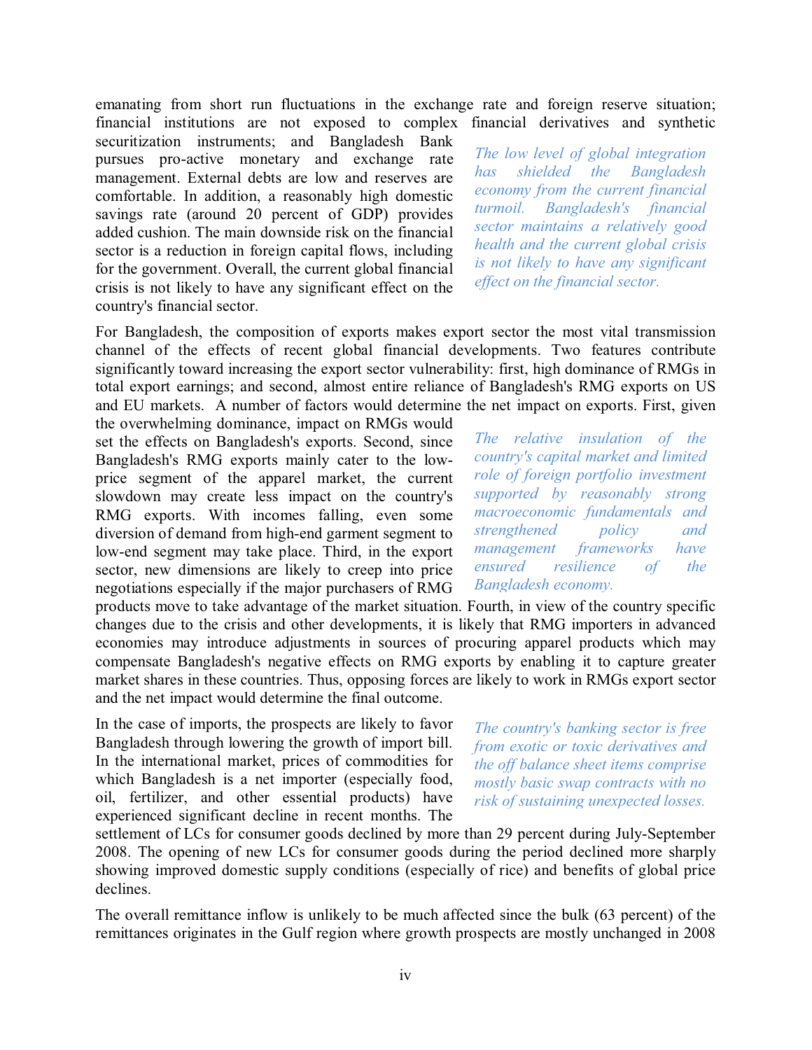emanating from short run fluctuations in the exchange rate and foreign reserve situation; financial institutions are not exposed to complex financial derivatives and synthetic securitization instruments; and Bangladesh Bank pursues pro-active monetary and exchange rate management. External debts are low and reserves are comfortable. In addition, a reasonably high domestic savings rate (around 20 percent of GDP) provides added cushion. The main downside risk on the financial sector is a reduction in foreign capital flows, including for the government. Overall, the current global financial crisis is not likely to have any significant effect on the country's financial sector.

*The low level of global integration has shielded the Bangladesh economy from the current financial turmoil. Bangladesh's financial sector maintains a relatively good health and the current global crisis is not likely to have any significant effect on the financial sector.*

For Bangladesh, the composition of exports makes export sector the most vital transmission channel of the effects of recent global financial developments. Two features contribute significantly toward increasing the export sector vulnerability: first, high dominance of RMGs in total export earnings; and second, almost entire reliance of Bangladesh's RMG exports on US and EU markets. A number of factors would determine the net impact on exports. First, given the overwhelming dominance, impact on RMGs would set the effects on Bangladesh's exports. Second, since Bangladesh's RMG exports mainly cater to the low-price segment of the apparel market, the current slowdown may create less impact on the country's RMG exports. With incomes falling, even some diversion of demand from high-end garment segment to low-end segment may take place. Third, in the export sector, new dimensions are likely to creep into price negotiations especially if the major purchasers of RMG products move to take advantage of the market situation. Fourth, in view of the country specific changes due to the crisis and other developments, it is likely that RMG importers in advanced economies may introduce adjustments in sources of procuring apparel products which may compensate Bangladesh's negative effects on RMG exports by enabling it to capture greater market shares in these countries. Thus, opposing forces are likely to work in RMGs export sector and the net impact would determine the final outcome.

*The relative insulation of the country's capital market and limited role of foreign portfolio investment supported by reasonably strong macroeconomic fundamentals and strengthened policy and management frameworks have ensured resilience of the Bangladesh economy.*

In the case of imports, the prospects are likely to favor Bangladesh through lowering the growth of import bill. In the international market, prices of commodities for which Bangladesh is a net importer (especially food, oil, fertilizer, and other essential products) have experienced significant decline in recent months. The settlement of LCs for consumer goods declined by more than 29 percent during July-September 2008. The opening of new LCs for consumer goods during the period declined more sharply showing improved domestic supply conditions (especially of rice) and benefits of global price declines.

*The country's banking sector is free from exotic or toxic derivatives and the off balance sheet items comprise mostly basic swap contracts with no risk of sustaining unexpected losses.*

The overall remittance inflow is unlikely to be much affected since the bulk (63 percent) of the remittances originates in the Gulf region where growth prospects are mostly unchanged in 2008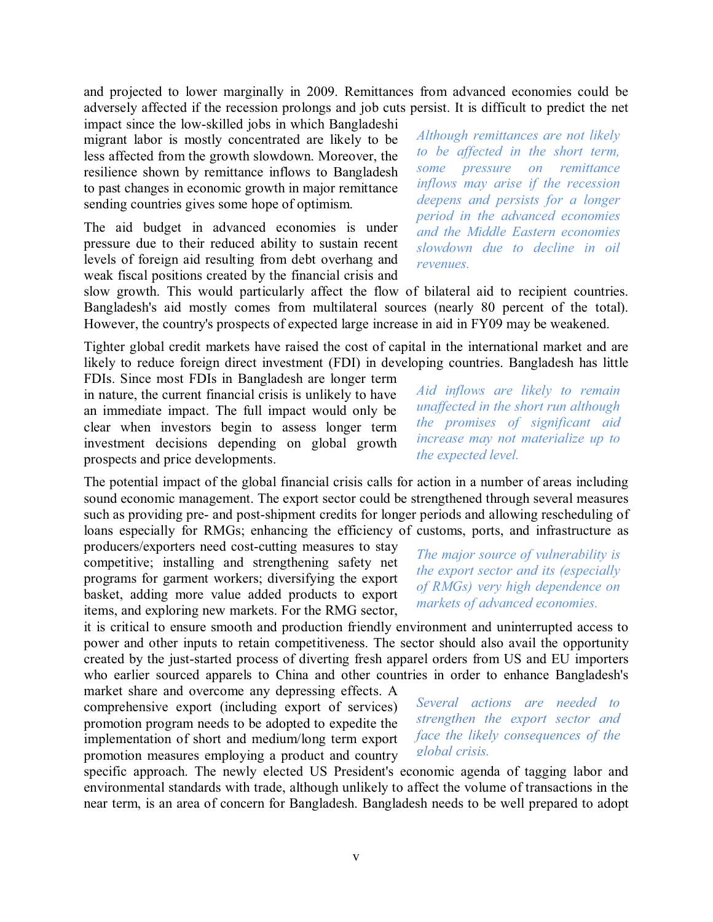and projected to lower marginally in 2009. Remittances from advanced economies could be adversely affected if the recession prolongs and job cuts persist. It is difficult to predict the net impact since the low-skilled jobs in which Bangladeshi migrant labor is mostly concentrated are likely to be less affected from the growth slowdown. Moreover, the resilience shown by remittance inflows to Bangladesh to past changes in economic growth in major remittance sending countries gives some hope of optimism.

*Although remittances are not likely to be affected in the short term, some pressure on remittance inflows may arise if the recession deepens and persists for a longer period in the advanced economies and the Middle Eastern economies slowdown due to decline in oil revenues.*

The aid budget in advanced economies is under pressure due to their reduced ability to sustain recent levels of foreign aid resulting from debt overhang and weak fiscal positions created by the financial crisis and slow growth. This would particularly affect the flow of bilateral aid to recipient countries. Bangladesh's aid mostly comes from multilateral sources (nearly 80 percent of the total). However, the country's prospects of expected large increase in aid in FY09 may be weakened.

Tighter global credit markets have raised the cost of capital in the international market and are likely to reduce foreign direct investment (FDI) in developing countries. Bangladesh has little FDIs. Since most FDIs in Bangladesh are longer term in nature, the current financial crisis is unlikely to have an immediate impact. The full impact would only be clear when investors begin to assess longer term investment decisions depending on global growth prospects and price developments.

*Aid inflows are likely to remain unaffected in the short run although the promises of significant aid increase may not materialize up to the expected level.*

The potential impact of the global financial crisis calls for action in a number of areas including sound economic management. The export sector could be strengthened through several measures such as providing pre- and post-shipment credits for longer periods and allowing rescheduling of loans especially for RMGs; enhancing the efficiency of customs, ports, and infrastructure as producers/exporters need cost-cutting measures to stay competitive; installing and strengthening safety net programs for garment workers; diversifying the export basket, adding more value added products to export items, and exploring new markets. For the RMG sector, it is critical to ensure smooth and production friendly environment and uninterrupted access to power and other inputs to retain competitiveness. The sector should also avail the opportunity created by the just-started process of diverting fresh apparel orders from US and EU importers who earlier sourced apparels to China and other countries in order to enhance Bangladesh's market share and overcome any depressing effects. A comprehensive export (including export of services) promotion program needs to be adopted to expedite the implementation of short and medium/long term export promotion measures employing a product and country specific approach. The newly elected US President's economic agenda of tagging labor and environmental standards with trade, although unlikely to affect the volume of transactions in the near term, is an area of concern for Bangladesh. Bangladesh needs to be well prepared to adopt

*The major source of vulnerability is the export sector and its (especially of RMGs) very high dependence on markets of advanced economies.*

*Several actions are needed to strengthen the export sector and face the likely consequences of the global crisis.*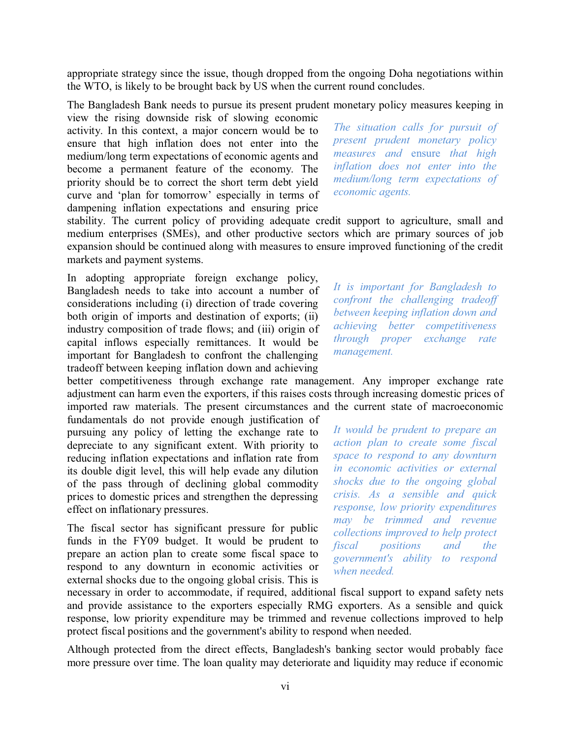appropriate strategy since the issue, though dropped from the ongoing Doha negotiations within the WTO, is likely to be brought back by US when the current round concludes.

The Bangladesh Bank needs to pursue its present prudent monetary policy measures keeping in view the rising downside risk of slowing economic activity. In this context, a major concern would be to ensure that high inflation does not enter into the medium/long term expectations of economic agents and become a permanent feature of the economy. The priority should be to correct the short term debt yield curve and 'plan for tomorrow' especially in terms of dampening inflation expectations and ensuring price stability. The current policy of providing adequate credit support to agriculture, small and medium enterprises (SMEs), and other productive sectors which are primary sources of job expansion should be continued along with measures to ensure improved functioning of the credit markets and payment systems.

*The situation calls for pursuit of present prudent monetary policy measures and ensure that high inflation does not enter into the medium/long term expectations of economic agents.*

In adopting appropriate foreign exchange policy, Bangladesh needs to take into account a number of considerations including (i) direction of trade covering both origin of imports and destination of exports; (ii) industry composition of trade flows; and (iii) origin of capital inflows especially remittances. It would be important for Bangladesh to confront the challenging tradeoff between keeping inflation down and achieving better competitiveness through exchange rate management. Any improper exchange rate adjustment can harm even the exporters, if this raises costs through increasing domestic prices of imported raw materials. The present circumstances and the current state of macroeconomic fundamentals do not provide enough justification of pursuing any policy of letting the exchange rate to depreciate to any significant extent. With priority to reducing inflation expectations and inflation rate from its double digit level, this will help evade any dilution of the pass through of declining global commodity prices to domestic prices and strengthen the depressing effect on inflationary pressures.

*It is important for Bangladesh to confront the challenging tradeoff between keeping inflation down and achieving better competitiveness through proper exchange rate management.*

The fiscal sector has significant pressure for public funds in the FY09 budget. It would be prudent to prepare an action plan to create some fiscal space to respond to any downturn in economic activities or external shocks due to the ongoing global crisis. This is necessary in order to accommodate, if required, additional fiscal support to expand safety nets and provide assistance to the exporters especially RMG exporters. As a sensible and quick response, low priority expenditure may be trimmed and revenue collections improved to help protect fiscal positions and the government's ability to respond when needed.

*It would be prudent to prepare an action plan to create some fiscal space to respond to any downturn in economic activities or external shocks due to the ongoing global crisis. As a sensible and quick response, low priority expenditures may be trimmed and revenue collections improved to help protect fiscal positions and the government's ability to respond when needed.*

Although protected from the direct effects, Bangladesh's banking sector would probably face more pressure over time. The loan quality may deteriorate and liquidity may reduce if economic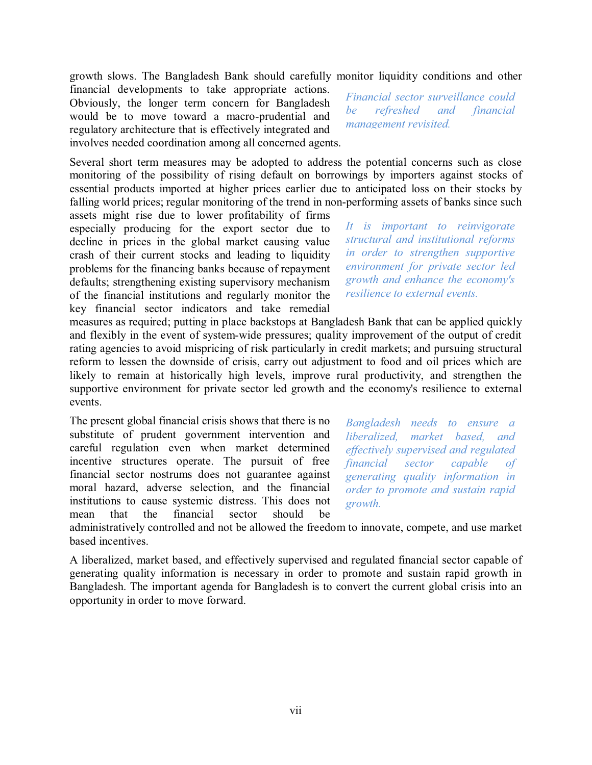growth slows. The Bangladesh Bank should carefully monitor liquidity conditions and other financial developments to take appropriate actions. Obviously, the longer term concern for Bangladesh would be to move toward a macro-prudential and regulatory architecture that is effectively integrated and involves needed coordination among all concerned agents.

*Financial sector surveillance could be refreshed and financial management revisited.*

Several short term measures may be adopted to address the potential concerns such as close monitoring of the possibility of rising default on borrowings by importers against stocks of essential products imported at higher prices earlier due to anticipated loss on their stocks by falling world prices; regular monitoring of the trend in non-performing assets of banks since such assets might rise due to lower profitability of firms especially producing for the export sector due to decline in prices in the global market causing value crash of their current stocks and leading to liquidity problems for the financing banks because of repayment defaults; strengthening existing supervisory mechanism of the financial institutions and regularly monitor the key financial sector indicators and take remedial measures as required; putting in place backstops at Bangladesh Bank that can be applied quickly and flexibly in the event of system-wide pressures; quality improvement of the output of credit rating agencies to avoid mispricing of risk particularly in credit markets; and pursuing structural reform to lessen the downside of crisis, carry out adjustment to food and oil prices which are likely to remain at historically high levels, improve rural productivity, and strengthen the supportive environment for private sector led growth and the economy's resilience to external events.

*It is important to reinvigorate structural and institutional reforms in order to strengthen supportive environment for private sector led growth and enhance the economy's resilience to external events.*

The present global financial crisis shows that there is no substitute of prudent government intervention and careful regulation even when market determined incentive structures operate. The pursuit of free financial sector nostrums does not guarantee against moral hazard, adverse selection, and the financial institutions to cause systemic distress. This does not mean that the financial sector should be administratively controlled and not be allowed the freedom to innovate, compete, and use market based incentives.

*Bangladesh needs to ensure a liberalized, market based, and effectively supervised and regulated financial sector capable of generating quality information in order to promote and sustain rapid growth.*

A liberalized, market based, and effectively supervised and regulated financial sector capable of generating quality information is necessary in order to promote and sustain rapid growth in Bangladesh. The important agenda for Bangladesh is to convert the current global crisis into an opportunity in order to move forward.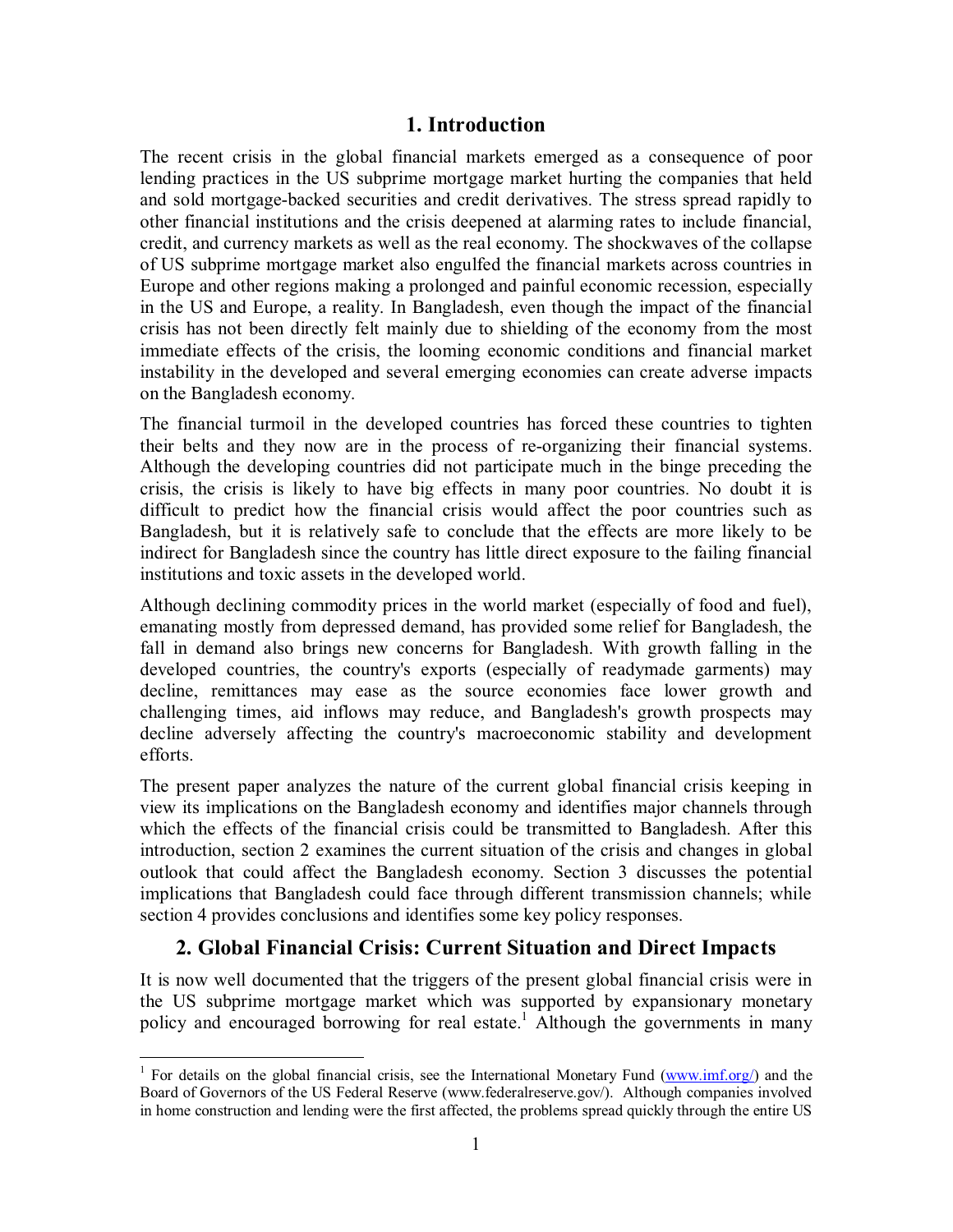## 1. Introduction

The recent crisis in the global financial markets emerged as a consequence of poor lending practices in the US subprime mortgage market hurting the companies that held and sold mortgage-backed securities and credit derivatives. The stress spread rapidly to other financial institutions and the crisis deepened at alarming rates to include financial, credit, and currency markets as well as the real economy. The shockwaves of the collapse of US subprime mortgage market also engulfed the financial markets across countries in Europe and other regions making a prolonged and painful economic recession, especially in the US and Europe, a reality. In Bangladesh, even though the impact of the financial crisis has not been directly felt mainly due to shielding of the economy from the most immediate effects of the crisis, the looming economic conditions and financial market instability in the developed and several emerging economies can create adverse impacts on the Bangladesh economy.

The financial turmoil in the developed countries has forced these countries to tighten their belts and they now are in the process of re-organizing their financial systems. Although the developing countries did not participate much in the binge preceding the crisis, the crisis is likely to have big effects in many poor countries. No doubt it is difficult to predict how the financial crisis would affect the poor countries such as Bangladesh, but it is relatively safe to conclude that the effects are more likely to be indirect for Bangladesh since the country has little direct exposure to the failing financial institutions and toxic assets in the developed world.

Although declining commodity prices in the world market (especially of food and fuel), emanating mostly from depressed demand, has provided some relief for Bangladesh, the fall in demand also brings new concerns for Bangladesh. With growth falling in the developed countries, the country's exports (especially of readymade garments) may decline, remittances may ease as the source economies face lower growth and challenging times, aid inflows may reduce, and Bangladesh's growth prospects may decline adversely affecting the country's macroeconomic stability and development efforts.

The present paper analyzes the nature of the current global financial crisis keeping in view its implications on the Bangladesh economy and identifies major channels through which the effects of the financial crisis could be transmitted to Bangladesh. After this introduction, section 2 examines the current situation of the crisis and changes in global outlook that could affect the Bangladesh economy. Section 3 discusses the potential implications that Bangladesh could face through different transmission channels; while section 4 provides conclusions and identifies some key policy responses.

## 2. Global Financial Crisis: Current Situation and Direct Impacts

It is now well documented that the triggers of the present global financial crisis were in the US subprime mortgage market which was supported by expansionary monetary policy and encouraged borrowing for real estate.[1] Although the governments in many

[1] For details on the global financial crisis, see the International Monetary Fund (www.imf.org/) and the Board of Governors of the US Federal Reserve (www.federalreserve.gov/). Although companies involved in home construction and lending were the first affected, the problems spread quickly through the entire US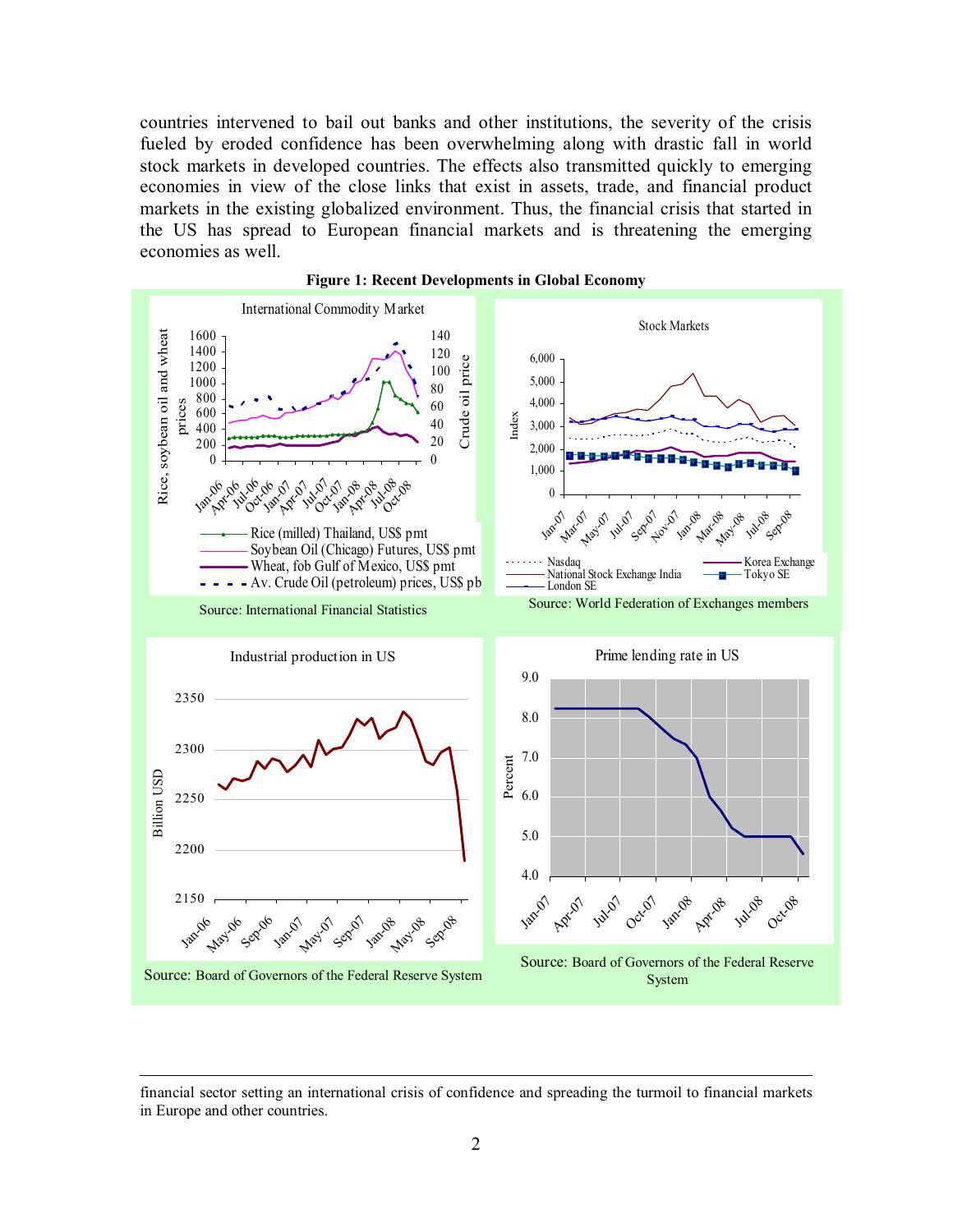countries intervened to bail out banks and other institutions, the severity of the crisis fueled by eroded confidence has been overwhelming along with drastic fall in world stock markets in developed countries. The effects also transmitted quickly to emerging economies in view of the close links that exist in assets, trade, and financial product markets in the existing globalized environment. Thus, the financial crisis that started in the US has spread to European financial markets and is threatening the emerging economies as well.

**Figure 1: Recent Developments in Global Economy**

International Commodity Market

Source: International Financial Statistics

Stock Markets

Source: World Federation of Exchanges members

Industrial production in US

Source: Board of Governors of the Federal Reserve System

Prime lending rate in US

Source: Board of Governors of the Federal Reserve System

---

financial sector setting an international crisis of confidence and spreading the turmoil to financial markets in Europe and other countries.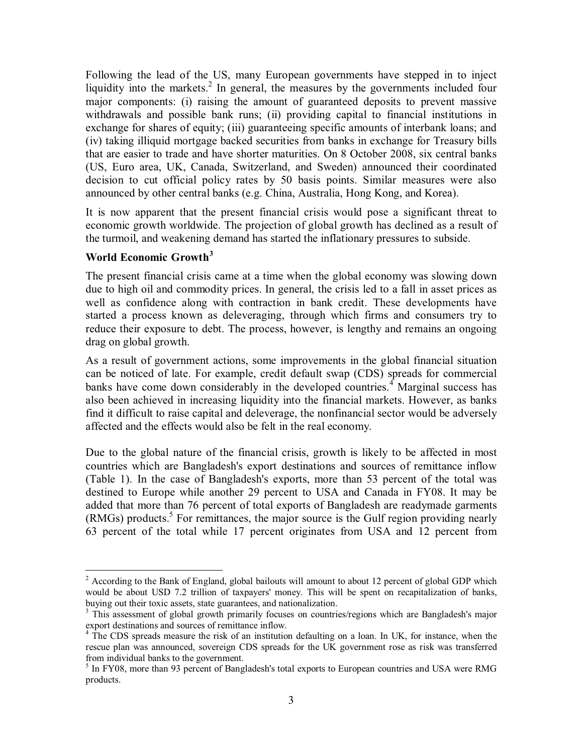Following the lead of the US, many European governments have stepped in to inject liquidity into the markets.[2] In general, the measures by the governments included four major components: (i) raising the amount of guaranteed deposits to prevent massive withdrawals and possible bank runs; (ii) providing capital to financial institutions in exchange for shares of equity; (iii) guaranteeing specific amounts of interbank loans; and (iv) taking illiquid mortgage backed securities from banks in exchange for Treasury bills that are easier to trade and have shorter maturities. On 8 October 2008, six central banks (US, Euro area, UK, Canada, Switzerland, and Sweden) announced their coordinated decision to cut official policy rates by 50 basis points. Similar measures were also announced by other central banks (e.g. China, Australia, Hong Kong, and Korea).

It is now apparent that the present financial crisis would pose a significant threat to economic growth worldwide. The projection of global growth has declined as a result of the turmoil, and weakening demand has started the inflationary pressures to subside.

**World Economic Growth[3]**

The present financial crisis came at a time when the global economy was slowing down due to high oil and commodity prices. In general, the crisis led to a fall in asset prices as well as confidence along with contraction in bank credit. These developments have started a process known as deleveraging, through which firms and consumers try to reduce their exposure to debt. The process, however, is lengthy and remains an ongoing drag on global growth.

As a result of government actions, some improvements in the global financial situation can be noticed of late. For example, credit default swap (CDS) spreads for commercial banks have come down considerably in the developed countries.[4] Marginal success has also been achieved in increasing liquidity into the financial markets. However, as banks find it difficult to raise capital and deleverage, the nonfinancial sector would be adversely affected and the effects would also be felt in the real economy.

Due to the global nature of the financial crisis, growth is likely to be affected in most countries which are Bangladesh's export destinations and sources of remittance inflow (Table 1). In the case of Bangladesh's exports, more than 53 percent of the total was destined to Europe while another 29 percent to USA and Canada in FY08. It may be added that more than 76 percent of total exports of Bangladesh are readymade garments (RMGs) products.[5] For remittances, the major source is the Gulf region providing nearly 63 percent of the total while 17 percent originates from USA and 12 percent from

---

[2] According to the Bank of England, global bailouts will amount to about 12 percent of global GDP which would be about USD 7.2 trillion of taxpayers' money. This will be spent on recapitalization of banks, buying out their toxic assets, state guarantees, and nationalization.

[3] This assessment of global growth primarily focuses on countries/regions which are Bangladesh's major export destinations and sources of remittance inflow.

[4] The CDS spreads measure the risk of an institution defaulting on a loan. In UK, for instance, when the rescue plan was announced, sovereign CDS spreads for the UK government rose as risk was transferred from individual banks to the government.

[5] In FY08, more than 93 percent of Bangladesh's total exports to European countries and USA were RMG products.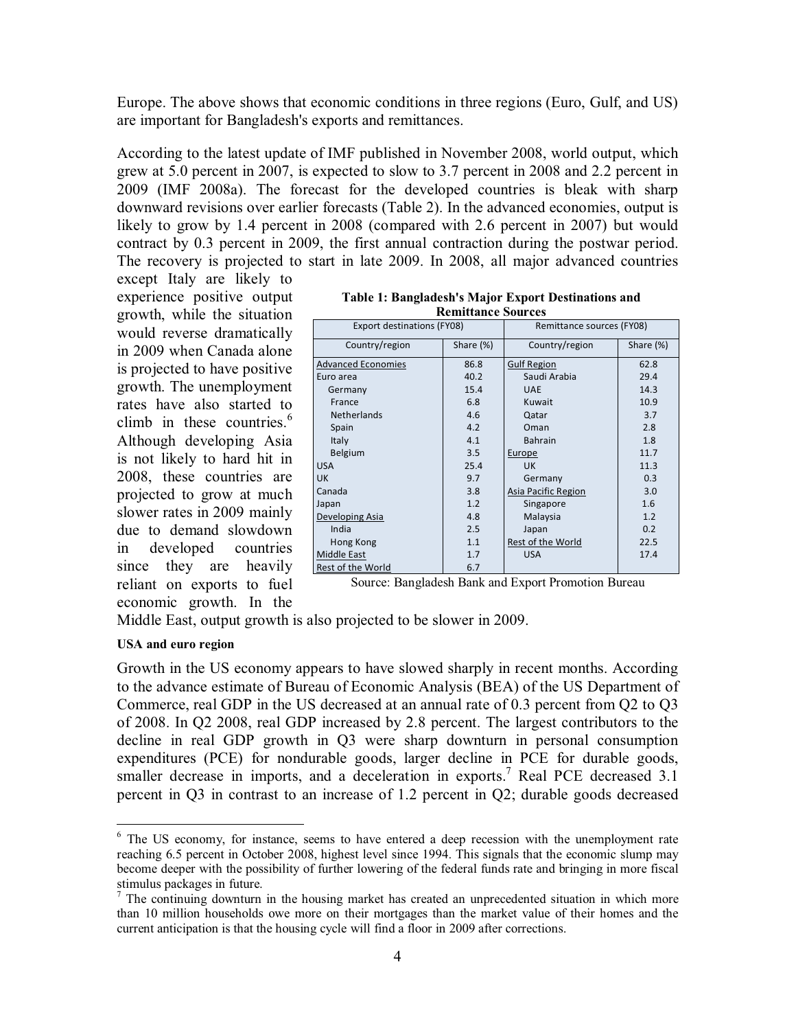Europe. The above shows that economic conditions in three regions (Euro, Gulf, and US) are important for Bangladesh's exports and remittances.

According to the latest update of IMF published in November 2008, world output, which grew at 5.0 percent in 2007, is expected to slow to 3.7 percent in 2008 and 2.2 percent in 2009 (IMF 2008a). The forecast for the developed countries is bleak with sharp downward revisions over earlier forecasts (Table 2). In the advanced economies, output is likely to grow by 1.4 percent in 2008 (compared with 2.6 percent in 2007) but would contract by 0.3 percent in 2009, the first annual contraction during the postwar period. The recovery is projected to start in late 2009. In 2008, all major advanced countries except Italy are likely to experience positive output growth, while the situation would reverse dramatically in 2009 when Canada alone is projected to have positive growth. The unemployment rates have also started to climb in these countries.[6] Although developing Asia is not likely to hard hit in 2008, these countries are projected to grow at much slower rates in 2009 mainly due to demand slowdown in developed countries since they are heavily reliant on exports to fuel economic growth. In the Middle East, output growth is also projected to be slower in 2009.

**Table 1: Bangladesh's Major Export Destinations and Remittance Sources**

| Export destinations (FY08) | | Remittance sources (FY08) | |
|---|---|---|---|
| Country/region | Share (%) | Country/region | Share (%) |
| Advanced Economies | 86.8 | Gulf Region | 62.8 |
| Euro area | 40.2 | Saudi Arabia | 29.4 |
| Germany | 15.4 | UAE | 14.3 |
| France | 6.8 | Kuwait | 10.9 |
| Netherlands | 4.6 | Qatar | 3.7 |
| Spain | 4.2 | Oman | 2.8 |
| Italy | 4.1 | Bahrain | 1.8 |
| Belgium | 3.5 | Europe | 11.7 |
| USA | 25.4 | UK | 11.3 |
| UK | 9.7 | Germany | 0.3 |
| Canada | 3.8 | Asia Pacific Region | 3.0 |
| Japan | 1.2 | Singapore | 1.6 |
| Developing Asia | 4.8 | Malaysia | 1.2 |
| India | 2.5 | Japan | 0.2 |
| Hong Kong | 1.1 | Rest of the World | 22.5 |
| Middle East | 1.7 | USA | 17.4 |
| Rest of the World | 6.7 | | |

Source: Bangladesh Bank and Export Promotion Bureau

**USA and euro region**

Growth in the US economy appears to have slowed sharply in recent months. According to the advance estimate of Bureau of Economic Analysis (BEA) of the US Department of Commerce, real GDP in the US decreased at an annual rate of 0.3 percent from Q2 to Q3 of 2008. In Q2 2008, real GDP increased by 2.8 percent. The largest contributors to the decline in real GDP growth in Q3 were sharp downturn in personal consumption expenditures (PCE) for nondurable goods, larger decline in PCE for durable goods, smaller decrease in imports, and a deceleration in exports.[7] Real PCE decreased 3.1 percent in Q3 in contrast to an increase of 1.2 percent in Q2; durable goods decreased

---

[6] The US economy, for instance, seems to have entered a deep recession with the unemployment rate reaching 6.5 percent in October 2008, highest level since 1994. This signals that the economic slump may become deeper with the possibility of further lowering of the federal funds rate and bringing in more fiscal stimulus packages in future.

[7] The continuing downturn in the housing market has created an unprecedented situation in which more than 10 million households owe more on their mortgages than the market value of their homes and the current anticipation is that the housing cycle will find a floor in 2009 after corrections.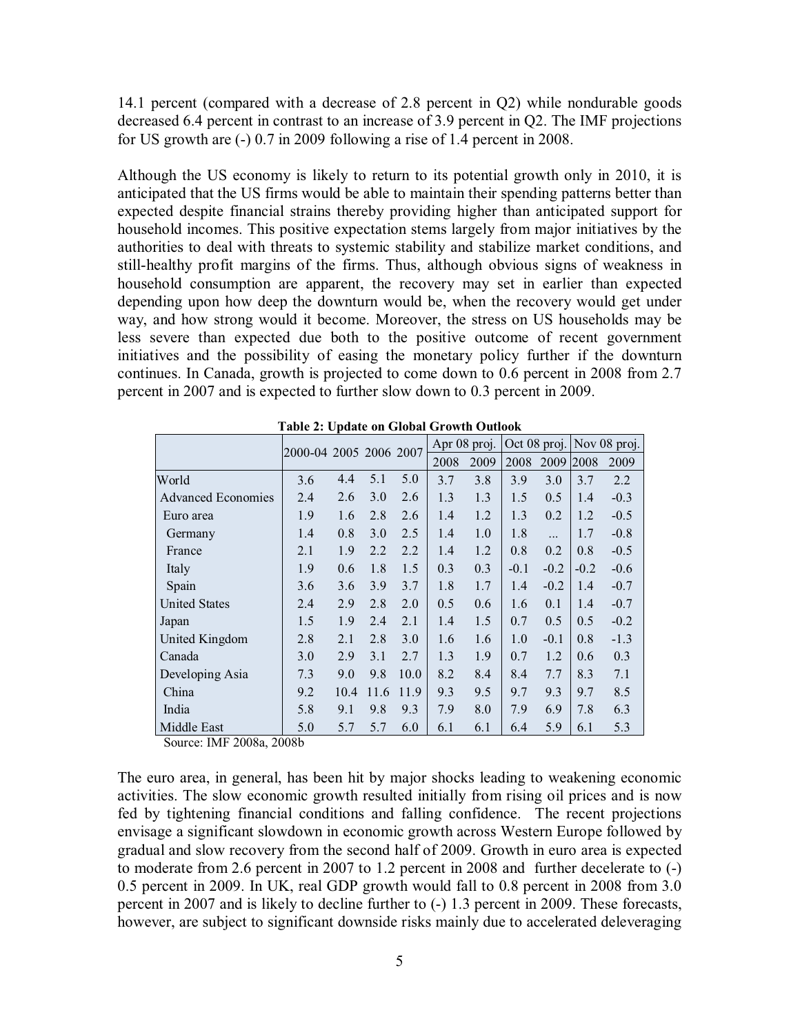14.1 percent (compared with a decrease of 2.8 percent in Q2) while nondurable goods decreased 6.4 percent in contrast to an increase of 3.9 percent in Q2. The IMF projections for US growth are (-) 0.7 in 2009 following a rise of 1.4 percent in 2008.

Although the US economy is likely to return to its potential growth only in 2010, it is anticipated that the US firms would be able to maintain their spending patterns better than expected despite financial strains thereby providing higher than anticipated support for household incomes. This positive expectation stems largely from major initiatives by the authorities to deal with threats to systemic stability and stabilize market conditions, and still-healthy profit margins of the firms. Thus, although obvious signs of weakness in household consumption are apparent, the recovery may set in earlier than expected depending upon how deep the downturn would be, when the recovery would get under way, and how strong would it become. Moreover, the stress on US households may be less severe than expected due both to the positive outcome of recent government initiatives and the possibility of easing the monetary policy further if the downturn continues. In Canada, growth is projected to come down to 0.6 percent in 2008 from 2.7 percent in 2007 and is expected to further slow down to 0.3 percent in 2009.

**Table 2: Update on Global Growth Outlook**

| | 2000-04 | 2005 | 2006 | 2007 | Apr 08 proj. | | Oct 08 proj. | | Nov 08 proj. | |
|---|---|---|---|---|---|---|---|---|---|---|
| | | | | | 2008 | 2009 | 2008 | 2009 | 2008 | 2009 |
| World | 3.6 | 4.4 | 5.1 | 5.0 | 3.7 | 3.8 | 3.9 | 3.0 | 3.7 | 2.2 |
| Advanced Economies | 2.4 | 2.6 | 3.0 | 2.6 | 1.3 | 1.3 | 1.5 | 0.5 | 1.4 | -0.3 |
| Euro area | 1.9 | 1.6 | 2.8 | 2.6 | 1.4 | 1.2 | 1.3 | 0.2 | 1.2 | -0.5 |
| Germany | 1.4 | 0.8 | 3.0 | 2.5 | 1.4 | 1.0 | 1.8 | ... | 1.7 | -0.8 |
| France | 2.1 | 1.9 | 2.2 | 2.2 | 1.4 | 1.2 | 0.8 | 0.2 | 0.8 | -0.5 |
| Italy | 1.9 | 0.6 | 1.8 | 1.5 | 0.3 | 0.3 | -0.1 | -0.2 | -0.2 | -0.6 |
| Spain | 3.6 | 3.6 | 3.9 | 3.7 | 1.8 | 1.7 | 1.4 | -0.2 | 1.4 | -0.7 |
| United States | 2.4 | 2.9 | 2.8 | 2.0 | 0.5 | 0.6 | 1.6 | 0.1 | 1.4 | -0.7 |
| Japan | 1.5 | 1.9 | 2.4 | 2.1 | 1.4 | 1.5 | 0.7 | 0.5 | 0.5 | -0.2 |
| United Kingdom | 2.8 | 2.1 | 2.8 | 3.0 | 1.6 | 1.6 | 1.0 | -0.1 | 0.8 | -1.3 |
| Canada | 3.0 | 2.9 | 3.1 | 2.7 | 1.3 | 1.9 | 0.7 | 1.2 | 0.6 | 0.3 |
| Developing Asia | 7.3 | 9.0 | 9.8 | 10.0 | 8.2 | 8.4 | 8.4 | 7.7 | 8.3 | 7.1 |
| China | 9.2 | 10.4 | 11.6 | 11.9 | 9.3 | 9.5 | 9.7 | 9.3 | 9.7 | 8.5 |
| India | 5.8 | 9.1 | 9.8 | 9.3 | 7.9 | 8.0 | 7.9 | 6.9 | 7.8 | 6.3 |
| Middle East | 5.0 | 5.7 | 5.7 | 6.0 | 6.1 | 6.1 | 6.4 | 5.9 | 6.1 | 5.3 |

Source: IMF 2008a, 2008b

The euro area, in general, has been hit by major shocks leading to weakening economic activities. The slow economic growth resulted initially from rising oil prices and is now fed by tightening financial conditions and falling confidence. The recent projections envisage a significant slowdown in economic growth across Western Europe followed by gradual and slow recovery from the second half of 2009. Growth in euro area is expected to moderate from 2.6 percent in 2007 to 1.2 percent in 2008 and further decelerate to (-) 0.5 percent in 2009. In UK, real GDP growth would fall to 0.8 percent in 2008 from 3.0 percent in 2007 and is likely to decline further to (-) 1.3 percent in 2009. These forecasts, however, are subject to significant downside risks mainly due to accelerated deleveraging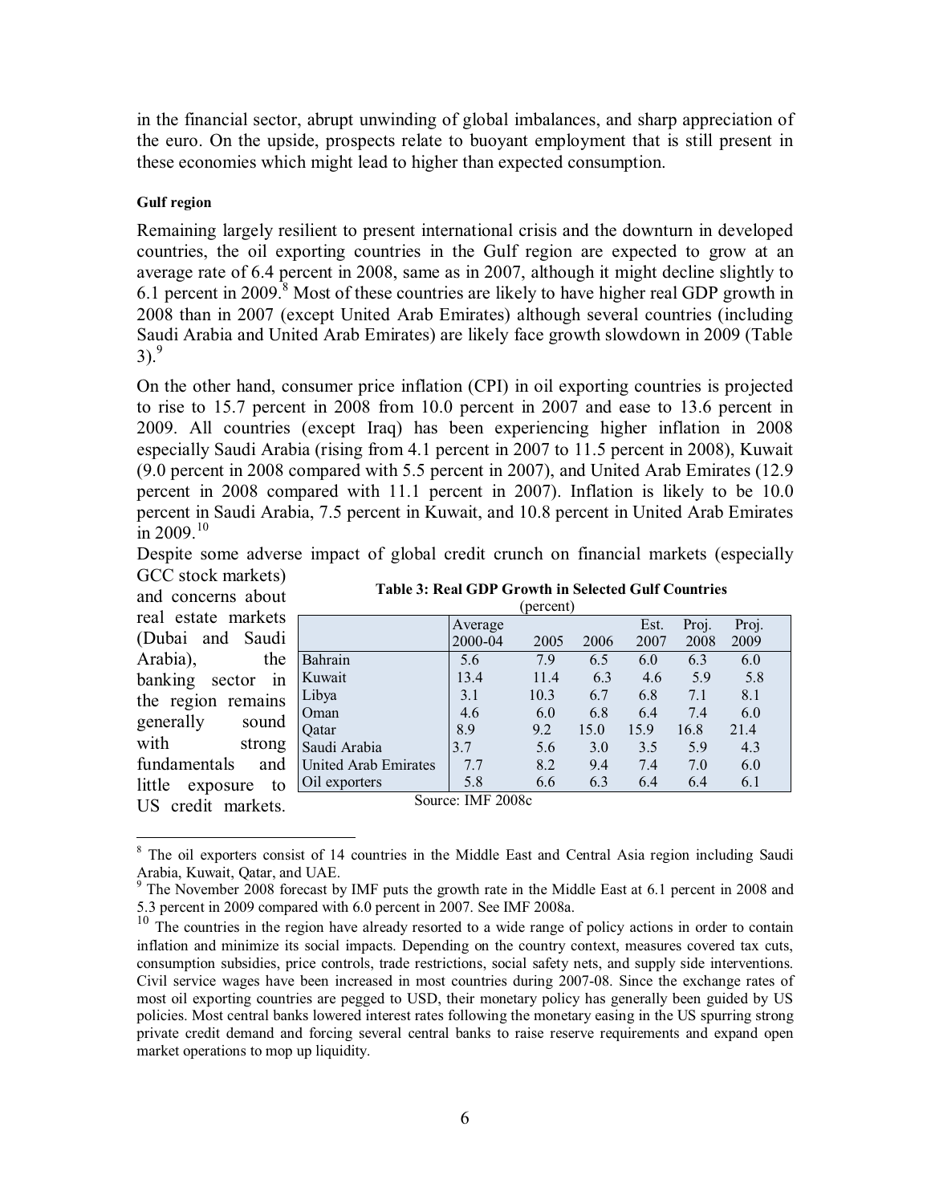in the financial sector, abrupt unwinding of global imbalances, and sharp appreciation of the euro. On the upside, prospects relate to buoyant employment that is still present in these economies which might lead to higher than expected consumption.

#### Gulf region

Remaining largely resilient to present international crisis and the downturn in developed countries, the oil exporting countries in the Gulf region are expected to grow at an average rate of 6.4 percent in 2008, same as in 2007, although it might decline slightly to 6.1 percent in 2009.[8] Most of these countries are likely to have higher real GDP growth in 2008 than in 2007 (except United Arab Emirates) although several countries (including Saudi Arabia and United Arab Emirates) are likely face growth slowdown in 2009 (Table 3).[9]

On the other hand, consumer price inflation (CPI) in oil exporting countries is projected to rise to 15.7 percent in 2008 from 10.0 percent in 2007 and ease to 13.6 percent in 2009. All countries (except Iraq) has been experiencing higher inflation in 2008 especially Saudi Arabia (rising from 4.1 percent in 2007 to 11.5 percent in 2008), Kuwait (9.0 percent in 2008 compared with 5.5 percent in 2007), and United Arab Emirates (12.9 percent in 2008 compared with 11.1 percent in 2007). Inflation is likely to be 10.0 percent in Saudi Arabia, 7.5 percent in Kuwait, and 10.8 percent in United Arab Emirates in 2009.[10]

Despite some adverse impact of global credit crunch on financial markets (especially GCC stock markets) and concerns about real estate markets (Dubai and Saudi Arabia), the banking sector in the region remains generally sound with strong fundamentals and little exposure to US credit markets.

**Table 3: Real GDP Growth in Selected Gulf Countries**
(percent)

| | Average 2000-04 | 2005 | 2006 | Est. 2007 | Proj. 2008 | Proj. 2009 |
|---|---|---|---|---|---|---|
| Bahrain | 5.6 | 7.9 | 6.5 | 6.0 | 6.3 | 6.0 |
| Kuwait | 13.4 | 11.4 | 6.3 | 4.6 | 5.9 | 5.8 |
| Libya | 3.1 | 10.3 | 6.7 | 6.8 | 7.1 | 8.1 |
| Oman | 4.6 | 6.0 | 6.8 | 6.4 | 7.4 | 6.0 |
| Qatar | 8.9 | 9.2 | 15.0 | 15.9 | 16.8 | 21.4 |
| Saudi Arabia | 3.7 | 5.6 | 3.0 | 3.5 | 5.9 | 4.3 |
| United Arab Emirates | 7.7 | 8.2 | 9.4 | 7.4 | 7.0 | 6.0 |
| Oil exporters | 5.8 | 6.6 | 6.3 | 6.4 | 6.4 | 6.1 |

Source: IMF 2008c

---

[8] The oil exporters consist of 14 countries in the Middle East and Central Asia region including Saudi Arabia, Kuwait, Qatar, and UAE.

[9] The November 2008 forecast by IMF puts the growth rate in the Middle East at 6.1 percent in 2008 and 5.3 percent in 2009 compared with 6.0 percent in 2007. See IMF 2008a.

[10] The countries in the region have already resorted to a wide range of policy actions in order to contain inflation and minimize its social impacts. Depending on the country context, measures covered tax cuts, consumption subsidies, price controls, trade restrictions, social safety nets, and supply side interventions. Civil service wages have been increased in most countries during 2007-08. Since the exchange rates of most oil exporting countries are pegged to USD, their monetary policy has generally been guided by US policies. Most central banks lowered interest rates following the monetary easing in the US spurring strong private credit demand and forcing several central banks to raise reserve requirements and expand open market operations to mop up liquidity.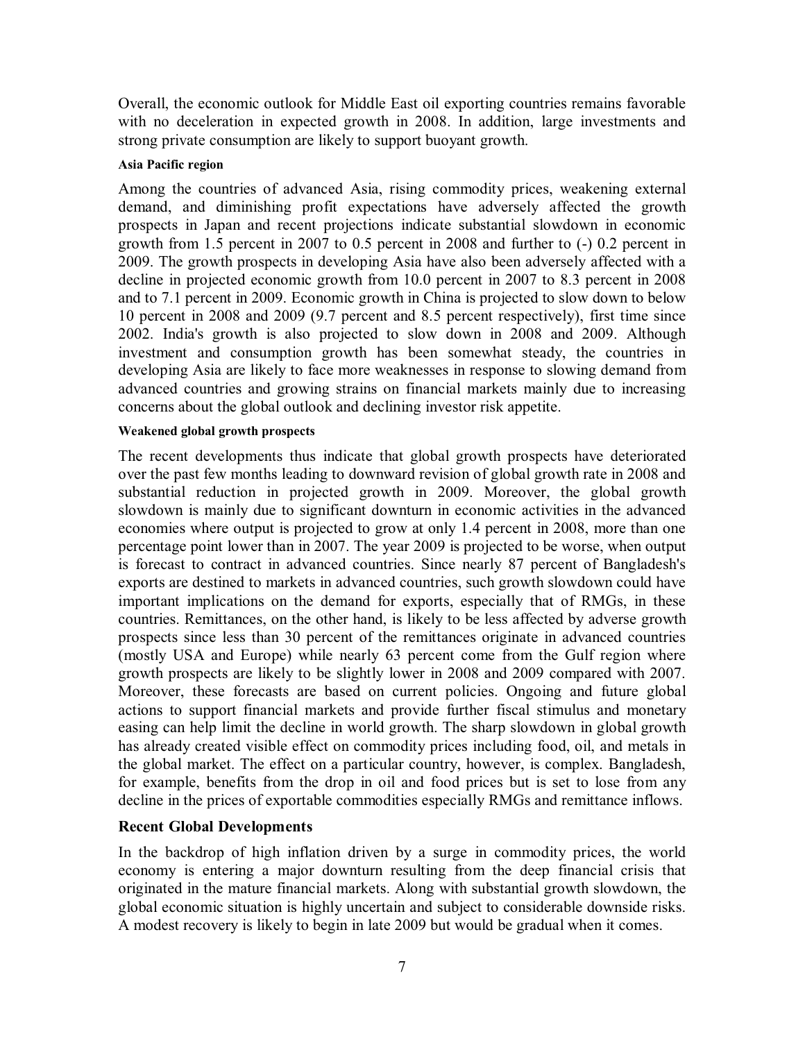Overall, the economic outlook for Middle East oil exporting countries remains favorable with no deceleration in expected growth in 2008. In addition, large investments and strong private consumption are likely to support buoyant growth.

#### Asia Pacific region

Among the countries of advanced Asia, rising commodity prices, weakening external demand, and diminishing profit expectations have adversely affected the growth prospects in Japan and recent projections indicate substantial slowdown in economic growth from 1.5 percent in 2007 to 0.5 percent in 2008 and further to (-) 0.2 percent in 2009. The growth prospects in developing Asia have also been adversely affected with a decline in projected economic growth from 10.0 percent in 2007 to 8.3 percent in 2008 and to 7.1 percent in 2009. Economic growth in China is projected to slow down to below 10 percent in 2008 and 2009 (9.7 percent and 8.5 percent respectively), first time since 2002. India's growth is also projected to slow down in 2008 and 2009. Although investment and consumption growth has been somewhat steady, the countries in developing Asia are likely to face more weaknesses in response to slowing demand from advanced countries and growing strains on financial markets mainly due to increasing concerns about the global outlook and declining investor risk appetite.

#### Weakened global growth prospects

The recent developments thus indicate that global growth prospects have deteriorated over the past few months leading to downward revision of global growth rate in 2008 and substantial reduction in projected growth in 2009. Moreover, the global growth slowdown is mainly due to significant downturn in economic activities in the advanced economies where output is projected to grow at only 1.4 percent in 2008, more than one percentage point lower than in 2007. The year 2009 is projected to be worse, when output is forecast to contract in advanced countries. Since nearly 87 percent of Bangladesh's exports are destined to markets in advanced countries, such growth slowdown could have important implications on the demand for exports, especially that of RMGs, in these countries. Remittances, on the other hand, is likely to be less affected by adverse growth prospects since less than 30 percent of the remittances originate in advanced countries (mostly USA and Europe) while nearly 63 percent come from the Gulf region where growth prospects are likely to be slightly lower in 2008 and 2009 compared with 2007. Moreover, these forecasts are based on current policies. Ongoing and future global actions to support financial markets and provide further fiscal stimulus and monetary easing can help limit the decline in world growth. The sharp slowdown in global growth has already created visible effect on commodity prices including food, oil, and metals in the global market. The effect on a particular country, however, is complex. Bangladesh, for example, benefits from the drop in oil and food prices but is set to lose from any decline in the prices of exportable commodities especially RMGs and remittance inflows.

### Recent Global Developments

In the backdrop of high inflation driven by a surge in commodity prices, the world economy is entering a major downturn resulting from the deep financial crisis that originated in the mature financial markets. Along with substantial growth slowdown, the global economic situation is highly uncertain and subject to considerable downside risks. A modest recovery is likely to begin in late 2009 but would be gradual when it comes.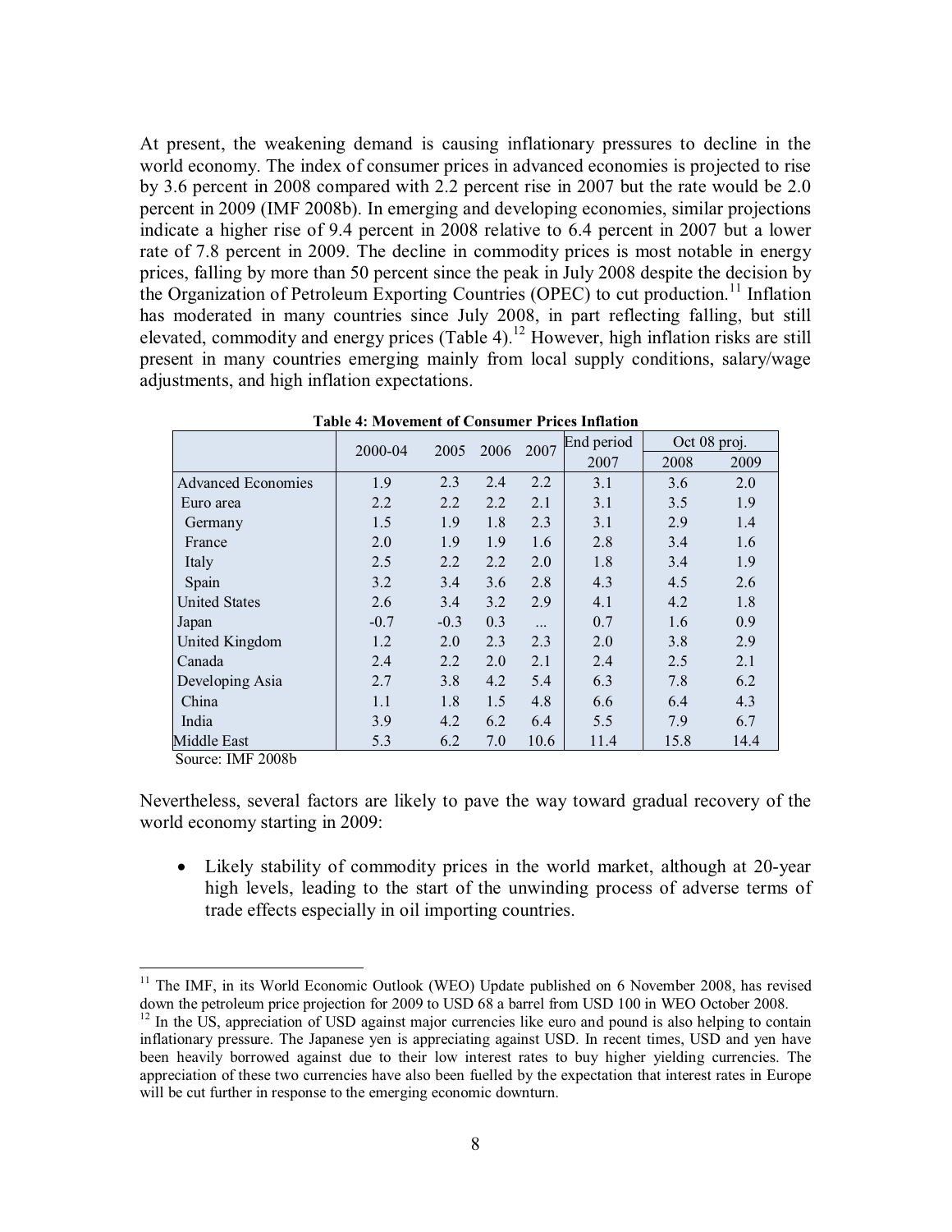At present, the weakening demand is causing inflationary pressures to decline in the world economy. The index of consumer prices in advanced economies is projected to rise by 3.6 percent in 2008 compared with 2.2 percent rise in 2007 but the rate would be 2.0 percent in 2009 (IMF 2008b). In emerging and developing economies, similar projections indicate a higher rise of 9.4 percent in 2008 relative to 6.4 percent in 2007 but a lower rate of 7.8 percent in 2009. The decline in commodity prices is most notable in energy prices, falling by more than 50 percent since the peak in July 2008 despite the decision by the Organization of Petroleum Exporting Countries (OPEC) to cut production.[11] Inflation has moderated in many countries since July 2008, in part reflecting falling, but still elevated, commodity and energy prices (Table 4).[12] However, high inflation risks are still present in many countries emerging mainly from local supply conditions, salary/wage adjustments, and high inflation expectations.

**Table 4: Movement of Consumer Prices Inflation**

| | 2000-04 | 2005 | 2006 | 2007 | End period | Oct 08 proj. | |
|---|---|---|---|---|---|---|---|
| | | | | | 2007 | 2008 | 2009 |
| Advanced Economies | 1.9 | 2.3 | 2.4 | 2.2 | 3.1 | 3.6 | 2.0 |
| Euro area | 2.2 | 2.2 | 2.2 | 2.1 | 3.1 | 3.5 | 1.9 |
| Germany | 1.5 | 1.9 | 1.8 | 2.3 | 3.1 | 2.9 | 1.4 |
| France | 2.0 | 1.9 | 1.9 | 1.6 | 2.8 | 3.4 | 1.6 |
| Italy | 2.5 | 2.2 | 2.2 | 2.0 | 1.8 | 3.4 | 1.9 |
| Spain | 3.2 | 3.4 | 3.6 | 2.8 | 4.3 | 4.5 | 2.6 |
| United States | 2.6 | 3.4 | 3.2 | 2.9 | 4.1 | 4.2 | 1.8 |
| Japan | -0.7 | -0.3 | 0.3 | ... | 0.7 | 1.6 | 0.9 |
| United Kingdom | 1.2 | 2.0 | 2.3 | 2.3 | 2.0 | 3.8 | 2.9 |
| Canada | 2.4 | 2.2 | 2.0 | 2.1 | 2.4 | 2.5 | 2.1 |
| Developing Asia | 2.7 | 3.8 | 4.2 | 5.4 | 6.3 | 7.8 | 6.2 |
| China | 1.1 | 1.8 | 1.5 | 4.8 | 6.6 | 6.4 | 4.3 |
| India | 3.9 | 4.2 | 6.2 | 6.4 | 5.5 | 7.9 | 6.7 |
| Middle East | 5.3 | 6.2 | 7.0 | 10.6 | 11.4 | 15.8 | 14.4 |

Source: IMF 2008b

Nevertheless, several factors are likely to pave the way toward gradual recovery of the world economy starting in 2009:

- Likely stability of commodity prices in the world market, although at 20-year high levels, leading to the start of the unwinding process of adverse terms of trade effects especially in oil importing countries.

---

[11] The IMF, in its World Economic Outlook (WEO) Update published on 6 November 2008, has revised down the petroleum price projection for 2009 to USD 68 a barrel from USD 100 in WEO October 2008.

[12] In the US, appreciation of USD against major currencies like euro and pound is also helping to contain inflationary pressure. The Japanese yen is appreciating against USD. In recent times, USD and yen have been heavily borrowed against due to their low interest rates to buy higher yielding currencies. The appreciation of these two currencies have also been fuelled by the expectation that interest rates in Europe will be cut further in response to the emerging economic downturn.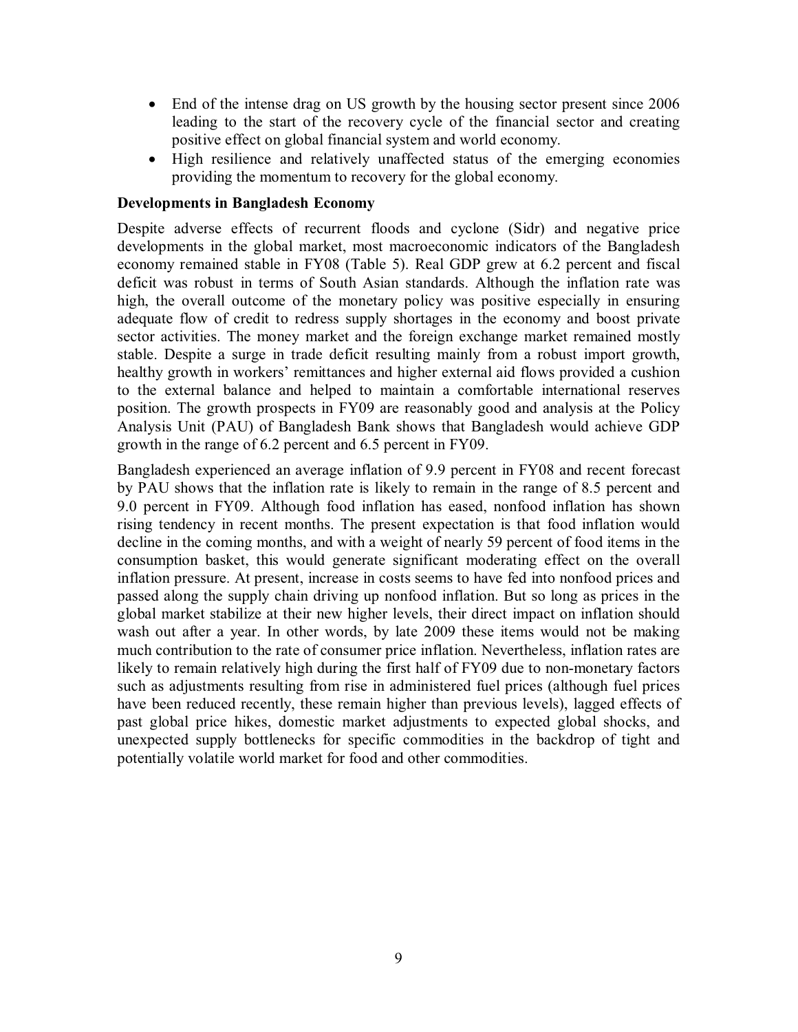- End of the intense drag on US growth by the housing sector present since 2006 leading to the start of the recovery cycle of the financial sector and creating positive effect on global financial system and world economy.
- High resilience and relatively unaffected status of the emerging economies providing the momentum to recovery for the global economy.

**Developments in Bangladesh Economy**

Despite adverse effects of recurrent floods and cyclone (Sidr) and negative price developments in the global market, most macroeconomic indicators of the Bangladesh economy remained stable in FY08 (Table 5). Real GDP grew at 6.2 percent and fiscal deficit was robust in terms of South Asian standards. Although the inflation rate was high, the overall outcome of the monetary policy was positive especially in ensuring adequate flow of credit to redress supply shortages in the economy and boost private sector activities. The money market and the foreign exchange market remained mostly stable. Despite a surge in trade deficit resulting mainly from a robust import growth, healthy growth in workers' remittances and higher external aid flows provided a cushion to the external balance and helped to maintain a comfortable international reserves position. The growth prospects in FY09 are reasonably good and analysis at the Policy Analysis Unit (PAU) of Bangladesh Bank shows that Bangladesh would achieve GDP growth in the range of 6.2 percent and 6.5 percent in FY09.

Bangladesh experienced an average inflation of 9.9 percent in FY08 and recent forecast by PAU shows that the inflation rate is likely to remain in the range of 8.5 percent and 9.0 percent in FY09. Although food inflation has eased, nonfood inflation has shown rising tendency in recent months. The present expectation is that food inflation would decline in the coming months, and with a weight of nearly 59 percent of food items in the consumption basket, this would generate significant moderating effect on the overall inflation pressure. At present, increase in costs seems to have fed into nonfood prices and passed along the supply chain driving up nonfood inflation. But so long as prices in the global market stabilize at their new higher levels, their direct impact on inflation should wash out after a year. In other words, by late 2009 these items would not be making much contribution to the rate of consumer price inflation. Nevertheless, inflation rates are likely to remain relatively high during the first half of FY09 due to non-monetary factors such as adjustments resulting from rise in administered fuel prices (although fuel prices have been reduced recently, these remain higher than previous levels), lagged effects of past global price hikes, domestic market adjustments to expected global shocks, and unexpected supply bottlenecks for specific commodities in the backdrop of tight and potentially volatile world market for food and other commodities.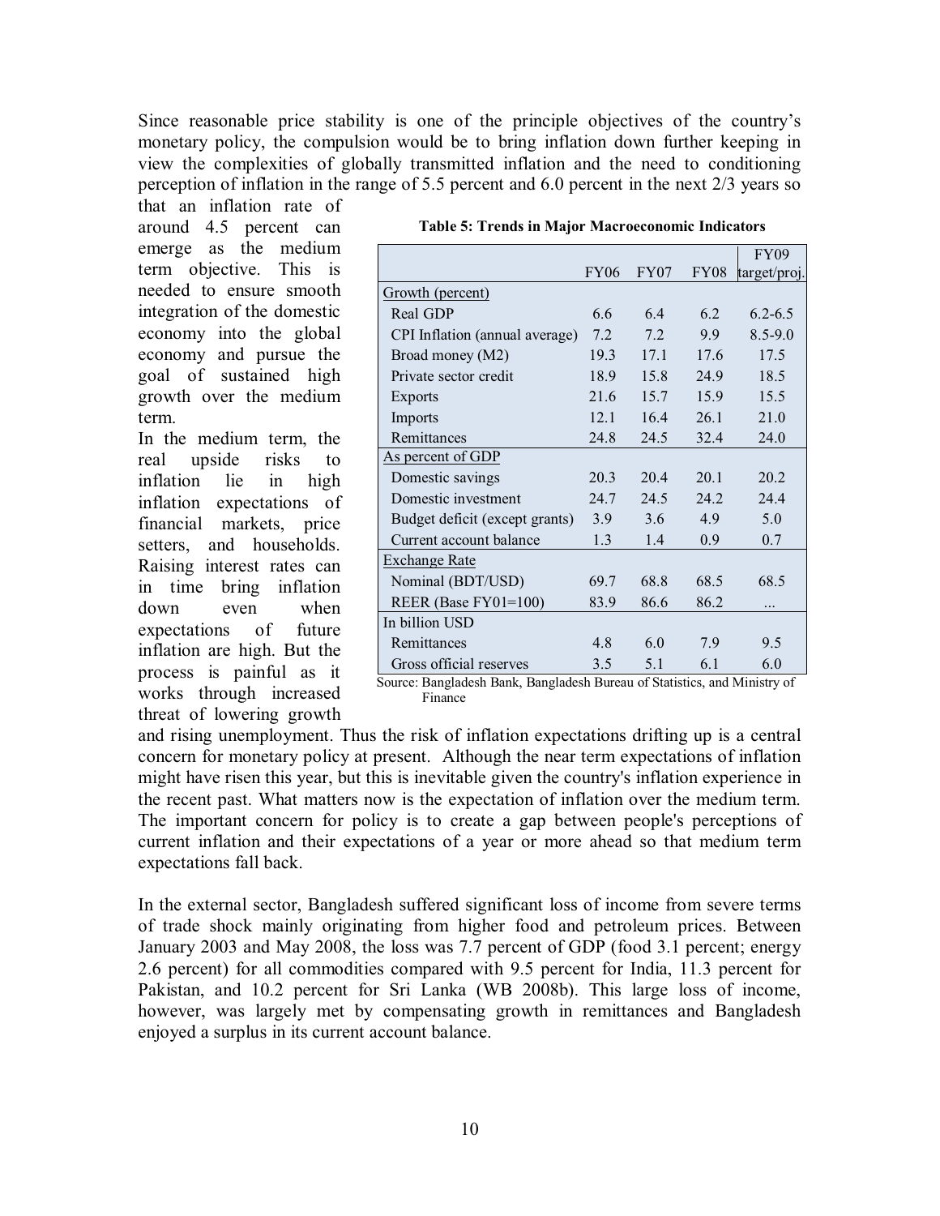Since reasonable price stability is one of the principle objectives of the country's monetary policy, the compulsion would be to bring inflation down further keeping in view the complexities of globally transmitted inflation and the need to conditioning perception of inflation in the range of 5.5 percent and 6.0 percent in the next 2/3 years so that an inflation rate of around 4.5 percent can emerge as the medium term objective. This is needed to ensure smooth integration of the domestic economy into the global economy and pursue the goal of sustained high growth over the medium term.

**Table 5: Trends in Major Macroeconomic Indicators**

| | FY06 | FY07 | FY08 | FY09 target/proj. |
|---|---|---|---|---|
| Growth (percent) | | | | |
| Real GDP | 6.6 | 6.4 | 6.2 | 6.2-6.5 |
| CPI Inflation (annual average) | 7.2 | 7.2 | 9.9 | 8.5-9.0 |
| Broad money (M2) | 19.3 | 17.1 | 17.6 | 17.5 |
| Private sector credit | 18.9 | 15.8 | 24.9 | 18.5 |
| Exports | 21.6 | 15.7 | 15.9 | 15.5 |
| Imports | 12.1 | 16.4 | 26.1 | 21.0 |
| Remittances | 24.8 | 24.5 | 32.4 | 24.0 |
| As percent of GDP | | | | |
| Domestic savings | 20.3 | 20.4 | 20.1 | 20.2 |
| Domestic investment | 24.7 | 24.5 | 24.2 | 24.4 |
| Budget deficit (except grants) | 3.9 | 3.6 | 4.9 | 5.0 |
| Current account balance | 1.3 | 1.4 | 0.9 | 0.7 |
| Exchange Rate | | | | |
| Nominal (BDT/USD) | 69.7 | 68.8 | 68.5 | 68.5 |
| REER (Base FY01=100) | 83.9 | 86.6 | 86.2 | ... |
| In billion USD | | | | |
| Remittances | 4.8 | 6.0 | 7.9 | 9.5 |
| Gross official reserves | 3.5 | 5.1 | 6.1 | 6.0 |

Source: Bangladesh Bank, Bangladesh Bureau of Statistics, and Ministry of Finance

In the medium term, the real upside risks to inflation lie in high inflation expectations of financial markets, price setters, and households. Raising interest rates can in time bring inflation down even when expectations of future inflation are high. But the process is painful as it works through increased threat of lowering growth and rising unemployment. Thus the risk of inflation expectations drifting up is a central concern for monetary policy at present. Although the near term expectations of inflation might have risen this year, but this is inevitable given the country's inflation experience in the recent past. What matters now is the expectation of inflation over the medium term. The important concern for policy is to create a gap between people's perceptions of current inflation and their expectations of a year or more ahead so that medium term expectations fall back.

In the external sector, Bangladesh suffered significant loss of income from severe terms of trade shock mainly originating from higher food and petroleum prices. Between January 2003 and May 2008, the loss was 7.7 percent of GDP (food 3.1 percent; energy 2.6 percent) for all commodities compared with 9.5 percent for India, 11.3 percent for Pakistan, and 10.2 percent for Sri Lanka (WB 2008b). This large loss of income, however, was largely met by compensating growth in remittances and Bangladesh enjoyed a surplus in its current account balance.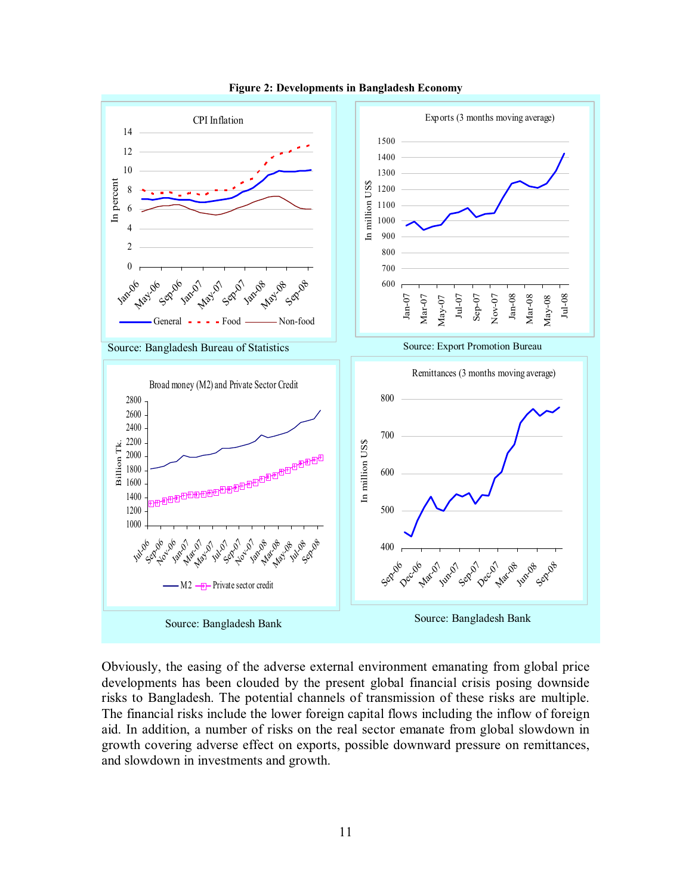**Figure 2: Developments in Bangladesh Economy**

Source: Bangladesh Bureau of Statistics

Source: Export Promotion Bureau

Source: Bangladesh Bank

Source: Bangladesh Bank

Obviously, the easing of the adverse external environment emanating from global price developments has been clouded by the present global financial crisis posing downside risks to Bangladesh. The potential channels of transmission of these risks are multiple. The financial risks include the lower foreign capital flows including the inflow of foreign aid. In addition, a number of risks on the real sector emanate from global slowdown in growth covering adverse effect on exports, possible downward pressure on remittances, and slowdown in investments and growth.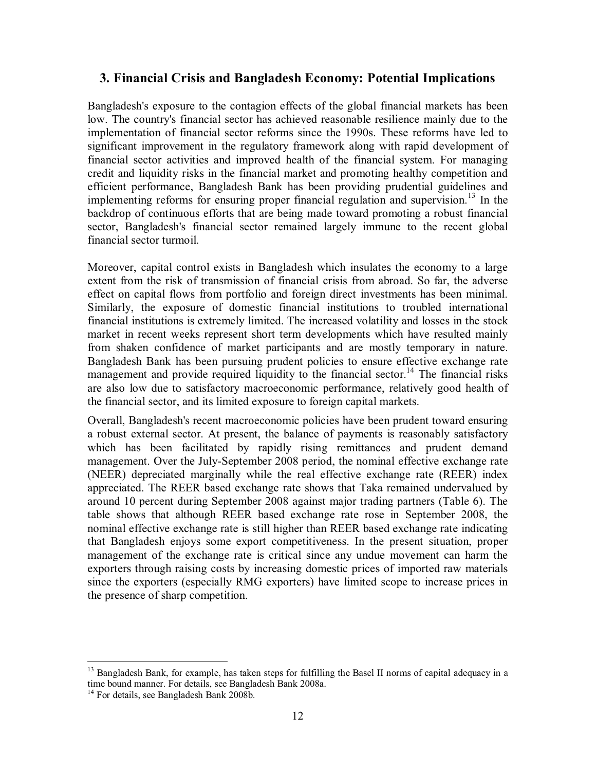## 3. Financial Crisis and Bangladesh Economy: Potential Implications

Bangladesh's exposure to the contagion effects of the global financial markets has been low. The country's financial sector has achieved reasonable resilience mainly due to the implementation of financial sector reforms since the 1990s. These reforms have led to significant improvement in the regulatory framework along with rapid development of financial sector activities and improved health of the financial system. For managing credit and liquidity risks in the financial market and promoting healthy competition and efficient performance, Bangladesh Bank has been providing prudential guidelines and implementing reforms for ensuring proper financial regulation and supervision.[13] In the backdrop of continuous efforts that are being made toward promoting a robust financial sector, Bangladesh's financial sector remained largely immune to the recent global financial sector turmoil.

Moreover, capital control exists in Bangladesh which insulates the economy to a large extent from the risk of transmission of financial crisis from abroad. So far, the adverse effect on capital flows from portfolio and foreign direct investments has been minimal. Similarly, the exposure of domestic financial institutions to troubled international financial institutions is extremely limited. The increased volatility and losses in the stock market in recent weeks represent short term developments which have resulted mainly from shaken confidence of market participants and are mostly temporary in nature. Bangladesh Bank has been pursuing prudent policies to ensure effective exchange rate management and provide required liquidity to the financial sector.[14] The financial risks are also low due to satisfactory macroeconomic performance, relatively good health of the financial sector, and its limited exposure to foreign capital markets.

Overall, Bangladesh's recent macroeconomic policies have been prudent toward ensuring a robust external sector. At present, the balance of payments is reasonably satisfactory which has been facilitated by rapidly rising remittances and prudent demand management. Over the July-September 2008 period, the nominal effective exchange rate (NEER) depreciated marginally while the real effective exchange rate (REER) index appreciated. The REER based exchange rate shows that Taka remained undervalued by around 10 percent during September 2008 against major trading partners (Table 6). The table shows that although REER based exchange rate rose in September 2008, the nominal effective exchange rate is still higher than REER based exchange rate indicating that Bangladesh enjoys some export competitiveness. In the present situation, proper management of the exchange rate is critical since any undue movement can harm the exporters through raising costs by increasing domestic prices of imported raw materials since the exporters (especially RMG exporters) have limited scope to increase prices in the presence of sharp competition.

---

[13] Bangladesh Bank, for example, has taken steps for fulfilling the Basel II norms of capital adequacy in a time bound manner. For details, see Bangladesh Bank 2008a.

[14] For details, see Bangladesh Bank 2008b.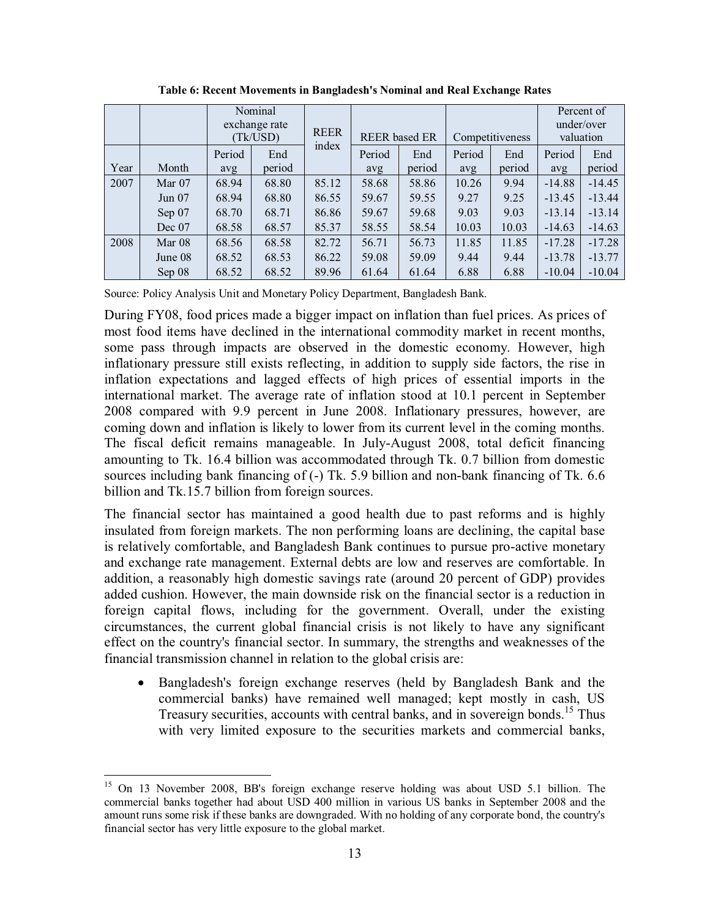**Table 6: Recent Movements in Bangladesh's Nominal and Real Exchange Rates**

| | | Nominal exchange rate (Tk/USD) | | REER index | REER based ER | | Competitiveness | | Percent of under/over valuation | |
|---|---|---|---|---|---|---|---|---|---|---|
| Year | Month | Period avg | End period | | Period avg | End period | Period avg | End period | Period avg | End period |
| 2007 | Mar 07 | 68.94 | 68.80 | 85.12 | 58.68 | 58.86 | 10.26 | 9.94 | -14.88 | -14.45 |
| | Jun 07 | 68.94 | 68.80 | 86.55 | 59.67 | 59.55 | 9.27 | 9.25 | -13.45 | -13.44 |
| | Sep 07 | 68.70 | 68.71 | 86.86 | 59.67 | 59.68 | 9.03 | 9.03 | -13.14 | -13.14 |
| | Dec 07 | 68.58 | 68.57 | 85.37 | 58.55 | 58.54 | 10.03 | 10.03 | -14.63 | -14.63 |
| 2008 | Mar 08 | 68.56 | 68.58 | 82.72 | 56.71 | 56.73 | 11.85 | 11.85 | -17.28 | -17.28 |
| | June 08 | 68.52 | 68.53 | 86.22 | 59.08 | 59.09 | 9.44 | 9.44 | -13.78 | -13.77 |
| | Sep 08 | 68.52 | 68.52 | 89.96 | 61.64 | 61.64 | 6.88 | 6.88 | -10.04 | -10.04 |

Source: Policy Analysis Unit and Monetary Policy Department, Bangladesh Bank.

During FY08, food prices made a bigger impact on inflation than fuel prices. As prices of most food items have declined in the international commodity market in recent months, some pass through impacts are observed in the domestic economy. However, high inflationary pressure still exists reflecting, in addition to supply side factors, the rise in inflation expectations and lagged effects of high prices of essential imports in the international market. The average rate of inflation stood at 10.1 percent in September 2008 compared with 9.9 percent in June 2008. Inflationary pressures, however, are coming down and inflation is likely to lower from its current level in the coming months. The fiscal deficit remains manageable. In July-August 2008, total deficit financing amounting to Tk. 16.4 billion was accommodated through Tk. 0.7 billion from domestic sources including bank financing of (-) Tk. 5.9 billion and non-bank financing of Tk. 6.6 billion and Tk.15.7 billion from foreign sources.

The financial sector has maintained a good health due to past reforms and is highly insulated from foreign markets. The non performing loans are declining, the capital base is relatively comfortable, and Bangladesh Bank continues to pursue pro-active monetary and exchange rate management. External debts are low and reserves are comfortable. In addition, a reasonably high domestic savings rate (around 20 percent of GDP) provides added cushion. However, the main downside risk on the financial sector is a reduction in foreign capital flows, including for the government. Overall, under the existing circumstances, the current global financial crisis is not likely to have any significant effect on the country's financial sector. In summary, the strengths and weaknesses of the financial transmission channel in relation to the global crisis are:

- Bangladesh's foreign exchange reserves (held by Bangladesh Bank and the commercial banks) have remained well managed; kept mostly in cash, US Treasury securities, accounts with central banks, and in sovereign bonds.[15] Thus with very limited exposure to the securities markets and commercial banks,

[15] On 13 November 2008, BB's foreign exchange reserve holding was about USD 5.1 billion. The commercial banks together had about USD 400 million in various US banks in September 2008 and the amount runs some risk if these banks are downgraded. With no holding of any corporate bond, the country's financial sector has very little exposure to the global market.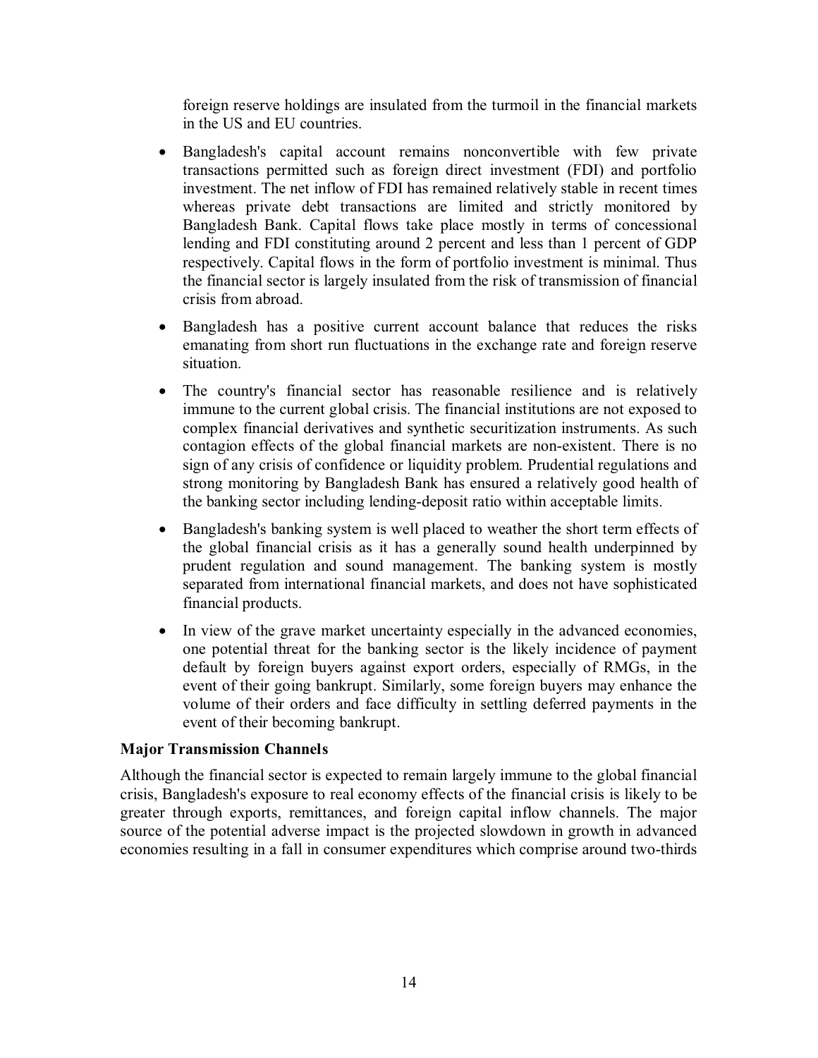foreign reserve holdings are insulated from the turmoil in the financial markets in the US and EU countries.

- Bangladesh's capital account remains nonconvertible with few private transactions permitted such as foreign direct investment (FDI) and portfolio investment. The net inflow of FDI has remained relatively stable in recent times whereas private debt transactions are limited and strictly monitored by Bangladesh Bank. Capital flows take place mostly in terms of concessional lending and FDI constituting around 2 percent and less than 1 percent of GDP respectively. Capital flows in the form of portfolio investment is minimal. Thus the financial sector is largely insulated from the risk of transmission of financial crisis from abroad.
- Bangladesh has a positive current account balance that reduces the risks emanating from short run fluctuations in the exchange rate and foreign reserve situation.
- The country's financial sector has reasonable resilience and is relatively immune to the current global crisis. The financial institutions are not exposed to complex financial derivatives and synthetic securitization instruments. As such contagion effects of the global financial markets are non-existent. There is no sign of any crisis of confidence or liquidity problem. Prudential regulations and strong monitoring by Bangladesh Bank has ensured a relatively good health of the banking sector including lending-deposit ratio within acceptable limits.
- Bangladesh's banking system is well placed to weather the short term effects of the global financial crisis as it has a generally sound health underpinned by prudent regulation and sound management. The banking system is mostly separated from international financial markets, and does not have sophisticated financial products.
- In view of the grave market uncertainty especially in the advanced economies, one potential threat for the banking sector is the likely incidence of payment default by foreign buyers against export orders, especially of RMGs, in the event of their going bankrupt. Similarly, some foreign buyers may enhance the volume of their orders and face difficulty in settling deferred payments in the event of their becoming bankrupt.

**Major Transmission Channels**

Although the financial sector is expected to remain largely immune to the global financial crisis, Bangladesh's exposure to real economy effects of the financial crisis is likely to be greater through exports, remittances, and foreign capital inflow channels. The major source of the potential adverse impact is the projected slowdown in growth in advanced economies resulting in a fall in consumer expenditures which comprise around two-thirds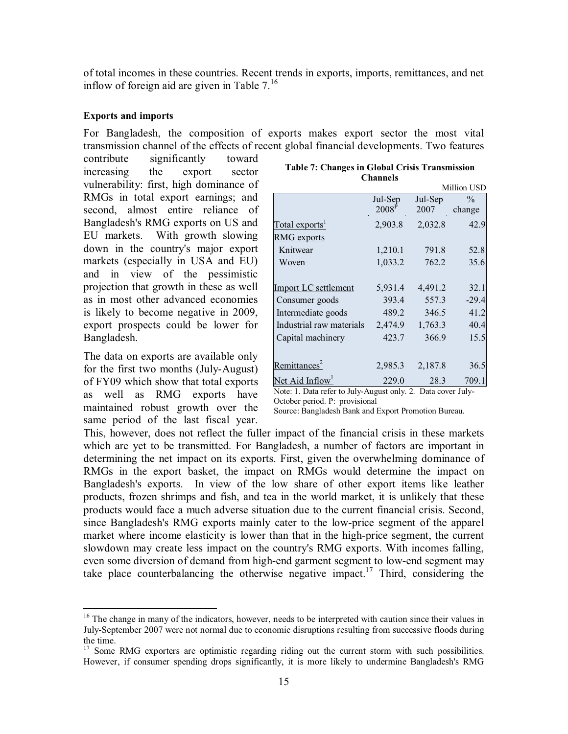of total incomes in these countries. Recent trends in exports, imports, remittances, and net inflow of foreign aid are given in Table 7.[16]

**Exports and imports**

For Bangladesh, the composition of exports makes export sector the most vital transmission channel of the effects of recent global financial developments. Two features contribute significantly toward increasing the export sector vulnerability: first, high dominance of RMGs in total export earnings; and second, almost entire reliance of Bangladesh's RMG exports on US and EU markets. With growth slowing down in the country's major export markets (especially in USA and EU) and in view of the pessimistic projection that growth in these as well as in most other advanced economies is likely to become negative in 2009, export prospects could be lower for Bangladesh.

**Table 7: Changes in Global Crisis Transmission Channels**

Million USD

| | Jul-Sep 2008[P] | Jul-Sep 2007 | % change |
|---|---|---|---|
| Total exports[1] | 2,903.8 | 2,032.8 | 42.9 |
| RMG exports | | | |
| Knitwear | 1,210.1 | 791.8 | 52.8 |
| Woven | 1,033.2 | 762.2 | 35.6 |
| Import LC settlement | 5,931.4 | 4,491.2 | 32.1 |
| Consumer goods | 393.4 | 557.3 | -29.4 |
| Intermediate goods | 489.2 | 346.5 | 41.2 |
| Industrial raw materials | 2,474.9 | 1,763.3 | 40.4 |
| Capital machinery | 423.7 | 366.9 | 15.5 |
| Remittances[2] | 2,985.3 | 2,187.8 | 36.5 |
| Net Aid Inflow[1] | 229.0 | 28.3 | 709.1 |

Note: 1. Data refer to July-August only. 2. Data cover July-October period. P: provisional

Source: Bangladesh Bank and Export Promotion Bureau.

The data on exports are available only for the first two months (July-August) of FY09 which show that total exports as well as RMG exports have maintained robust growth over the same period of the last fiscal year. This, however, does not reflect the fuller impact of the financial crisis in these markets which are yet to be transmitted. For Bangladesh, a number of factors are important in determining the net impact on its exports. First, given the overwhelming dominance of RMGs in the export basket, the impact on RMGs would determine the impact on Bangladesh's exports. In view of the low share of other export items like leather products, frozen shrimps and fish, and tea in the world market, it is unlikely that these products would face a much adverse situation due to the current financial crisis. Second, since Bangladesh's RMG exports mainly cater to the low-price segment of the apparel market where income elasticity is lower than that in the high-price segment, the current slowdown may create less impact on the country's RMG exports. With incomes falling, even some diversion of demand from high-end garment segment to low-end segment may take place counterbalancing the otherwise negative impact.[17] Third, considering the

[16] The change in many of the indicators, however, needs to be interpreted with caution since their values in July-September 2007 were not normal due to economic disruptions resulting from successive floods during the time.

[17] Some RMG exporters are optimistic regarding riding out the current storm with such possibilities. However, if consumer spending drops significantly, it is more likely to undermine Bangladesh's RMG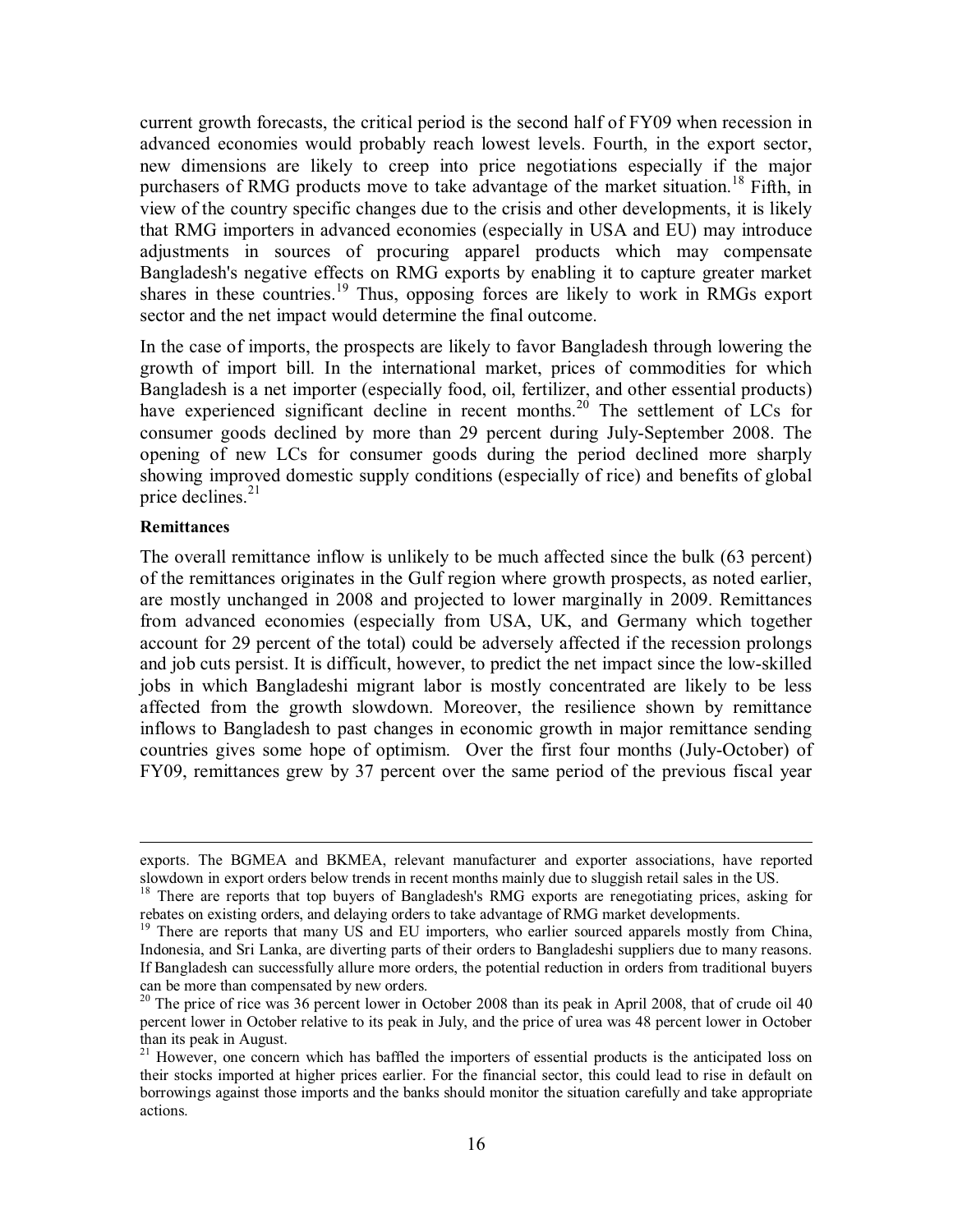current growth forecasts, the critical period is the second half of FY09 when recession in advanced economies would probably reach lowest levels. Fourth, in the export sector, new dimensions are likely to creep into price negotiations especially if the major purchasers of RMG products move to take advantage of the market situation.[18] Fifth, in view of the country specific changes due to the crisis and other developments, it is likely that RMG importers in advanced economies (especially in USA and EU) may introduce adjustments in sources of procuring apparel products which may compensate Bangladesh's negative effects on RMG exports by enabling it to capture greater market shares in these countries.[19] Thus, opposing forces are likely to work in RMGs export sector and the net impact would determine the final outcome.

In the case of imports, the prospects are likely to favor Bangladesh through lowering the growth of import bill. In the international market, prices of commodities for which Bangladesh is a net importer (especially food, oil, fertilizer, and other essential products) have experienced significant decline in recent months.[20] The settlement of LCs for consumer goods declined by more than 29 percent during July-September 2008. The opening of new LCs for consumer goods during the period declined more sharply showing improved domestic supply conditions (especially of rice) and benefits of global price declines.[21]

**Remittances**

The overall remittance inflow is unlikely to be much affected since the bulk (63 percent) of the remittances originates in the Gulf region where growth prospects, as noted earlier, are mostly unchanged in 2008 and projected to lower marginally in 2009. Remittances from advanced economies (especially from USA, UK, and Germany which together account for 29 percent of the total) could be adversely affected if the recession prolongs and job cuts persist. It is difficult, however, to predict the net impact since the low-skilled jobs in which Bangladeshi migrant labor is mostly concentrated are likely to be less affected from the growth slowdown. Moreover, the resilience shown by remittance inflows to Bangladesh to past changes in economic growth in major remittance sending countries gives some hope of optimism. Over the first four months (July-October) of FY09, remittances grew by 37 percent over the same period of the previous fiscal year

---

exports. The BGMEA and BKMEA, relevant manufacturer and exporter associations, have reported slowdown in export orders below trends in recent months mainly due to sluggish retail sales in the US.

[18] There are reports that top buyers of Bangladesh's RMG exports are renegotiating prices, asking for rebates on existing orders, and delaying orders to take advantage of RMG market developments.

[19] There are reports that many US and EU importers, who earlier sourced apparels mostly from China, Indonesia, and Sri Lanka, are diverting parts of their orders to Bangladeshi suppliers due to many reasons. If Bangladesh can successfully allure more orders, the potential reduction in orders from traditional buyers can be more than compensated by new orders.

[20] The price of rice was 36 percent lower in October 2008 than its peak in April 2008, that of crude oil 40 percent lower in October relative to its peak in July, and the price of urea was 48 percent lower in October than its peak in August.

[21] However, one concern which has baffled the importers of essential products is the anticipated loss on their stocks imported at higher prices earlier. For the financial sector, this could lead to rise in default on borrowings against those imports and the banks should monitor the situation carefully and take appropriate actions.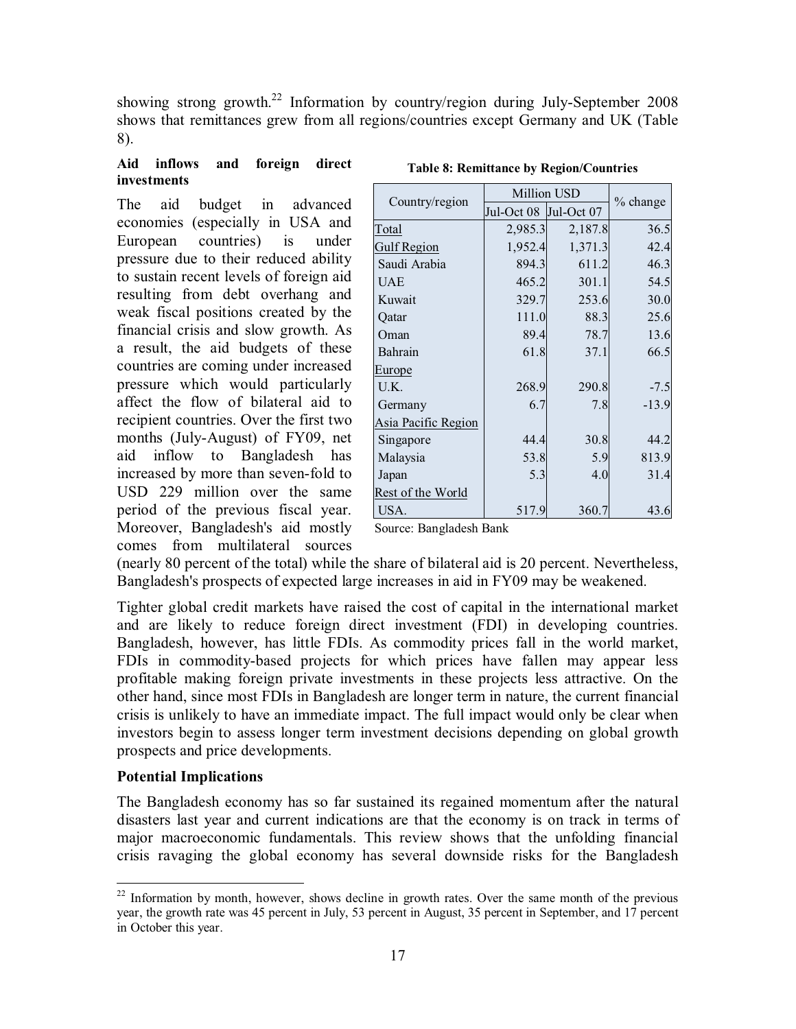showing strong growth.[22] Information by country/region during July-September 2008 shows that remittances grew from all regions/countries except Germany and UK (Table 8).

**Aid inflows and foreign direct investments**

The aid budget in advanced economies (especially in USA and European countries) is under pressure due to their reduced ability to sustain recent levels of foreign aid resulting from debt overhang and weak fiscal positions created by the financial crisis and slow growth. As a result, the aid budgets of these countries are coming under increased pressure which would particularly affect the flow of bilateral aid to recipient countries. Over the first two months (July-August) of FY09, net aid inflow to Bangladesh has increased by more than seven-fold to USD 229 million over the same period of the previous fiscal year. Moreover, Bangladesh's aid mostly comes from multilateral sources (nearly 80 percent of the total) while the share of bilateral aid is 20 percent. Nevertheless, Bangladesh's prospects of expected large increases in aid in FY09 may be weakened.

**Table 8: Remittance by Region/Countries**

| Country/region | Million USD | | % change |
|---|---|---|---|
| | Jul-Oct 08 | Jul-Oct 07 | |
| Total | 2,985.3 | 2,187.8 | 36.5 |
| Gulf Region | 1,952.4 | 1,371.3 | 42.4 |
| Saudi Arabia | 894.3 | 611.2 | 46.3 |
| UAE | 465.2 | 301.1 | 54.5 |
| Kuwait | 329.7 | 253.6 | 30.0 |
| Qatar | 111.0 | 88.3 | 25.6 |
| Oman | 89.4 | 78.7 | 13.6 |
| Bahrain | 61.8 | 37.1 | 66.5 |
| Europe | | | |
| U.K. | 268.9 | 290.8 | -7.5 |
| Germany | 6.7 | 7.8 | -13.9 |
| Asia Pacific Region | | | |
| Singapore | 44.4 | 30.8 | 44.2 |
| Malaysia | 53.8 | 5.9 | 813.9 |
| Japan | 5.3 | 4.0 | 31.4 |
| Rest of the World | | | |
| USA. | 517.9 | 360.7 | 43.6 |

Source: Bangladesh Bank

Tighter global credit markets have raised the cost of capital in the international market and are likely to reduce foreign direct investment (FDI) in developing countries. Bangladesh, however, has little FDIs. As commodity prices fall in the world market, FDIs in commodity-based projects for which prices have fallen may appear less profitable making foreign private investments in these projects less attractive. On the other hand, since most FDIs in Bangladesh are longer term in nature, the current financial crisis is unlikely to have an immediate impact. The full impact would only be clear when investors begin to assess longer term investment decisions depending on global growth prospects and price developments.

**Potential Implications**

The Bangladesh economy has so far sustained its regained momentum after the natural disasters last year and current indications are that the economy is on track in terms of major macroeconomic fundamentals. This review shows that the unfolding financial crisis ravaging the global economy has several downside risks for the Bangladesh

[22] Information by month, however, shows decline in growth rates. Over the same month of the previous year, the growth rate was 45 percent in July, 53 percent in August, 35 percent in September, and 17 percent in October this year.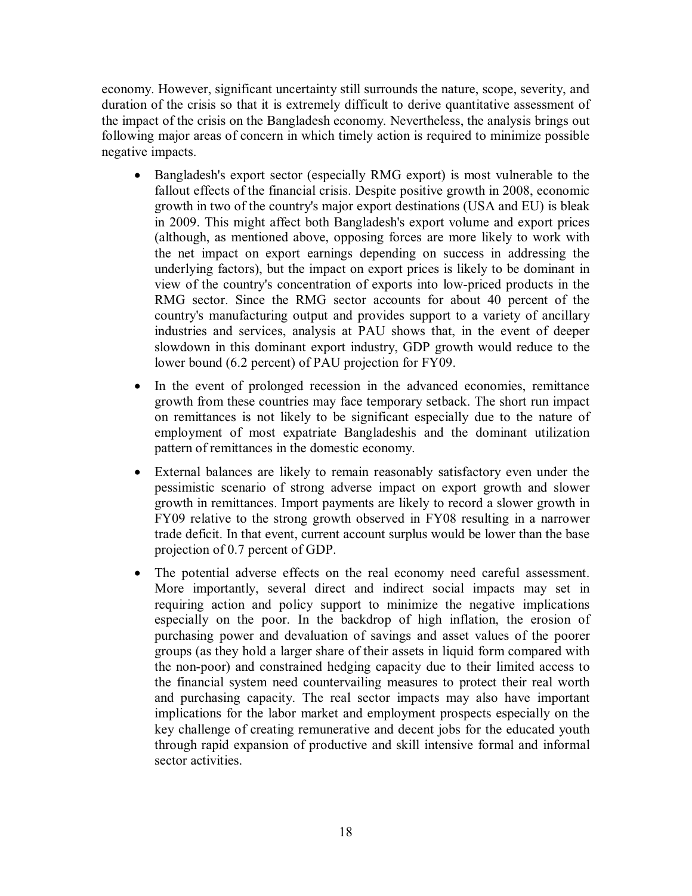economy. However, significant uncertainty still surrounds the nature, scope, severity, and duration of the crisis so that it is extremely difficult to derive quantitative assessment of the impact of the crisis on the Bangladesh economy. Nevertheless, the analysis brings out following major areas of concern in which timely action is required to minimize possible negative impacts.

- Bangladesh's export sector (especially RMG export) is most vulnerable to the fallout effects of the financial crisis. Despite positive growth in 2008, economic growth in two of the country's major export destinations (USA and EU) is bleak in 2009. This might affect both Bangladesh's export volume and export prices (although, as mentioned above, opposing forces are more likely to work with the net impact on export earnings depending on success in addressing the underlying factors), but the impact on export prices is likely to be dominant in view of the country's concentration of exports into low-priced products in the RMG sector. Since the RMG sector accounts for about 40 percent of the country's manufacturing output and provides support to a variety of ancillary industries and services, analysis at PAU shows that, in the event of deeper slowdown in this dominant export industry, GDP growth would reduce to the lower bound (6.2 percent) of PAU projection for FY09.
- In the event of prolonged recession in the advanced economies, remittance growth from these countries may face temporary setback. The short run impact on remittances is not likely to be significant especially due to the nature of employment of most expatriate Bangladeshis and the dominant utilization pattern of remittances in the domestic economy.
- External balances are likely to remain reasonably satisfactory even under the pessimistic scenario of strong adverse impact on export growth and slower growth in remittances. Import payments are likely to record a slower growth in FY09 relative to the strong growth observed in FY08 resulting in a narrower trade deficit. In that event, current account surplus would be lower than the base projection of 0.7 percent of GDP.
- The potential adverse effects on the real economy need careful assessment. More importantly, several direct and indirect social impacts may set in requiring action and policy support to minimize the negative implications especially on the poor. In the backdrop of high inflation, the erosion of purchasing power and devaluation of savings and asset values of the poorer groups (as they hold a larger share of their assets in liquid form compared with the non-poor) and constrained hedging capacity due to their limited access to the financial system need countervailing measures to protect their real worth and purchasing capacity. The real sector impacts may also have important implications for the labor market and employment prospects especially on the key challenge of creating remunerative and decent jobs for the educated youth through rapid expansion of productive and skill intensive formal and informal sector activities.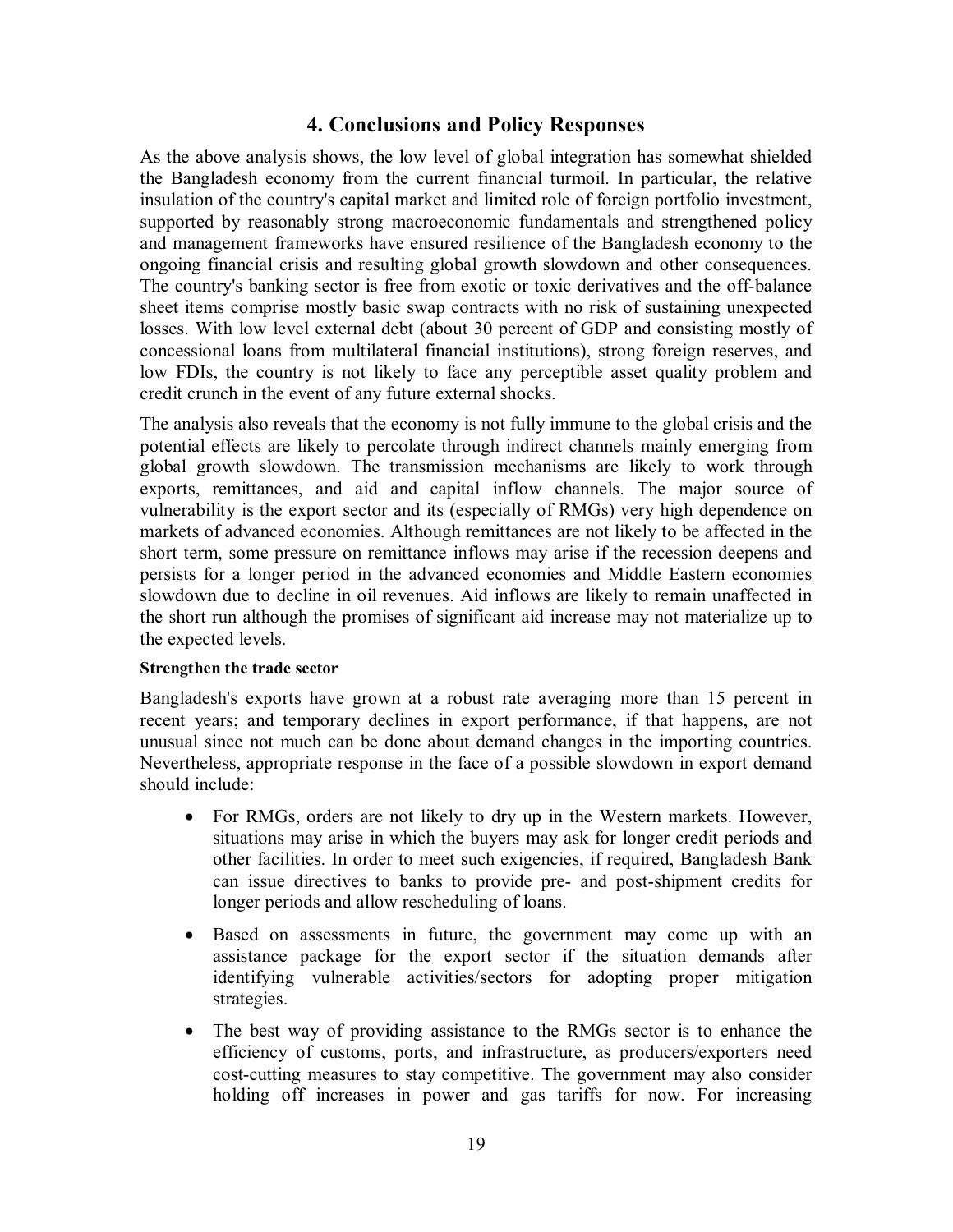## 4. Conclusions and Policy Responses

As the above analysis shows, the low level of global integration has somewhat shielded the Bangladesh economy from the current financial turmoil. In particular, the relative insulation of the country's capital market and limited role of foreign portfolio investment, supported by reasonably strong macroeconomic fundamentals and strengthened policy and management frameworks have ensured resilience of the Bangladesh economy to the ongoing financial crisis and resulting global growth slowdown and other consequences. The country's banking sector is free from exotic or toxic derivatives and the off-balance sheet items comprise mostly basic swap contracts with no risk of sustaining unexpected losses. With low level external debt (about 30 percent of GDP and consisting mostly of concessional loans from multilateral financial institutions), strong foreign reserves, and low FDIs, the country is not likely to face any perceptible asset quality problem and credit crunch in the event of any future external shocks.

The analysis also reveals that the economy is not fully immune to the global crisis and the potential effects are likely to percolate through indirect channels mainly emerging from global growth slowdown. The transmission mechanisms are likely to work through exports, remittances, and aid and capital inflow channels. The major source of vulnerability is the export sector and its (especially of RMGs) very high dependence on markets of advanced economies. Although remittances are not likely to be affected in the short term, some pressure on remittance inflows may arise if the recession deepens and persists for a longer period in the advanced economies and Middle Eastern economies slowdown due to decline in oil revenues. Aid inflows are likely to remain unaffected in the short run although the promises of significant aid increase may not materialize up to the expected levels.

**Strengthen the trade sector**

Bangladesh's exports have grown at a robust rate averaging more than 15 percent in recent years; and temporary declines in export performance, if that happens, are not unusual since not much can be done about demand changes in the importing countries. Nevertheless, appropriate response in the face of a possible slowdown in export demand should include:

- For RMGs, orders are not likely to dry up in the Western markets. However, situations may arise in which the buyers may ask for longer credit periods and other facilities. In order to meet such exigencies, if required, Bangladesh Bank can issue directives to banks to provide pre- and post-shipment credits for longer periods and allow rescheduling of loans.
- Based on assessments in future, the government may come up with an assistance package for the export sector if the situation demands after identifying vulnerable activities/sectors for adopting proper mitigation strategies.
- The best way of providing assistance to the RMGs sector is to enhance the efficiency of customs, ports, and infrastructure, as producers/exporters need cost-cutting measures to stay competitive. The government may also consider holding off increases in power and gas tariffs for now. For increasing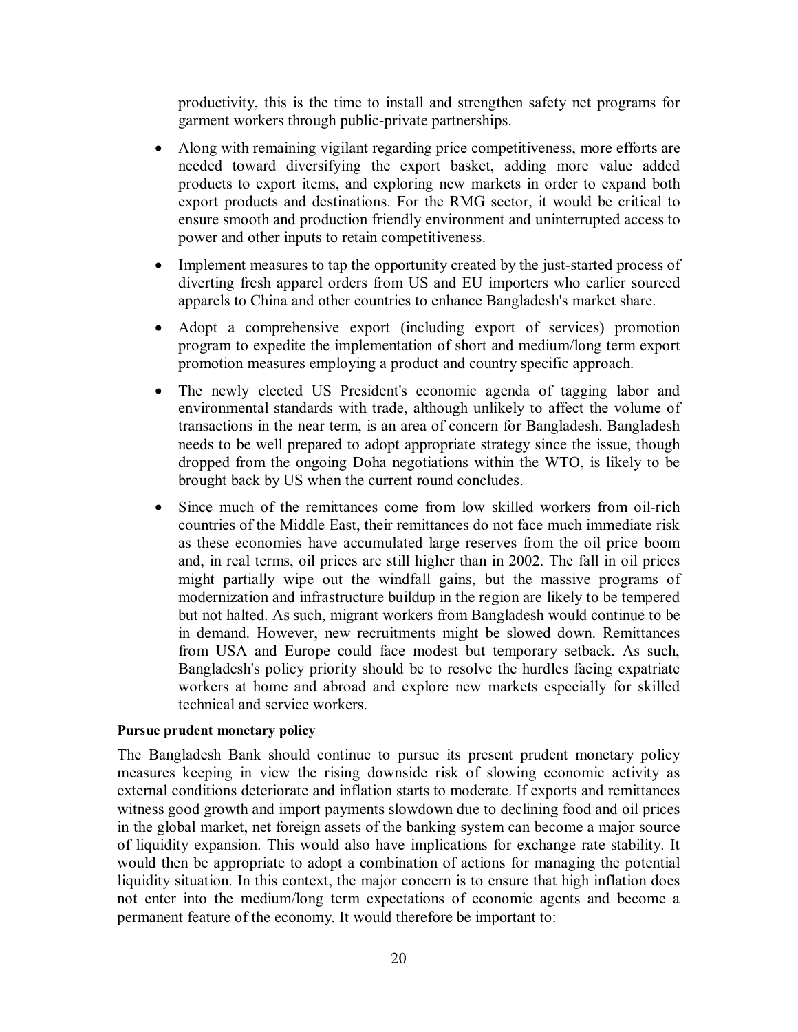productivity, this is the time to install and strengthen safety net programs for garment workers through public-private partnerships.

- Along with remaining vigilant regarding price competitiveness, more efforts are needed toward diversifying the export basket, adding more value added products to export items, and exploring new markets in order to expand both export products and destinations. For the RMG sector, it would be critical to ensure smooth and production friendly environment and uninterrupted access to power and other inputs to retain competitiveness.

- Implement measures to tap the opportunity created by the just-started process of diverting fresh apparel orders from US and EU importers who earlier sourced apparels to China and other countries to enhance Bangladesh's market share.

- Adopt a comprehensive export (including export of services) promotion program to expedite the implementation of short and medium/long term export promotion measures employing a product and country specific approach.

- The newly elected US President's economic agenda of tagging labor and environmental standards with trade, although unlikely to affect the volume of transactions in the near term, is an area of concern for Bangladesh. Bangladesh needs to be well prepared to adopt appropriate strategy since the issue, though dropped from the ongoing Doha negotiations within the WTO, is likely to be brought back by US when the current round concludes.

- Since much of the remittances come from low skilled workers from oil-rich countries of the Middle East, their remittances do not face much immediate risk as these economies have accumulated large reserves from the oil price boom and, in real terms, oil prices are still higher than in 2002. The fall in oil prices might partially wipe out the windfall gains, but the massive programs of modernization and infrastructure buildup in the region are likely to be tempered but not halted. As such, migrant workers from Bangladesh would continue to be in demand. However, new recruitments might be slowed down. Remittances from USA and Europe could face modest but temporary setback. As such, Bangladesh's policy priority should be to resolve the hurdles facing expatriate workers at home and abroad and explore new markets especially for skilled technical and service workers.

**Pursue prudent monetary policy**

The Bangladesh Bank should continue to pursue its present prudent monetary policy measures keeping in view the rising downside risk of slowing economic activity as external conditions deteriorate and inflation starts to moderate. If exports and remittances witness good growth and import payments slowdown due to declining food and oil prices in the global market, net foreign assets of the banking system can become a major source of liquidity expansion. This would also have implications for exchange rate stability. It would then be appropriate to adopt a combination of actions for managing the potential liquidity situation. In this context, the major concern is to ensure that high inflation does not enter into the medium/long term expectations of economic agents and become a permanent feature of the economy. It would therefore be important to: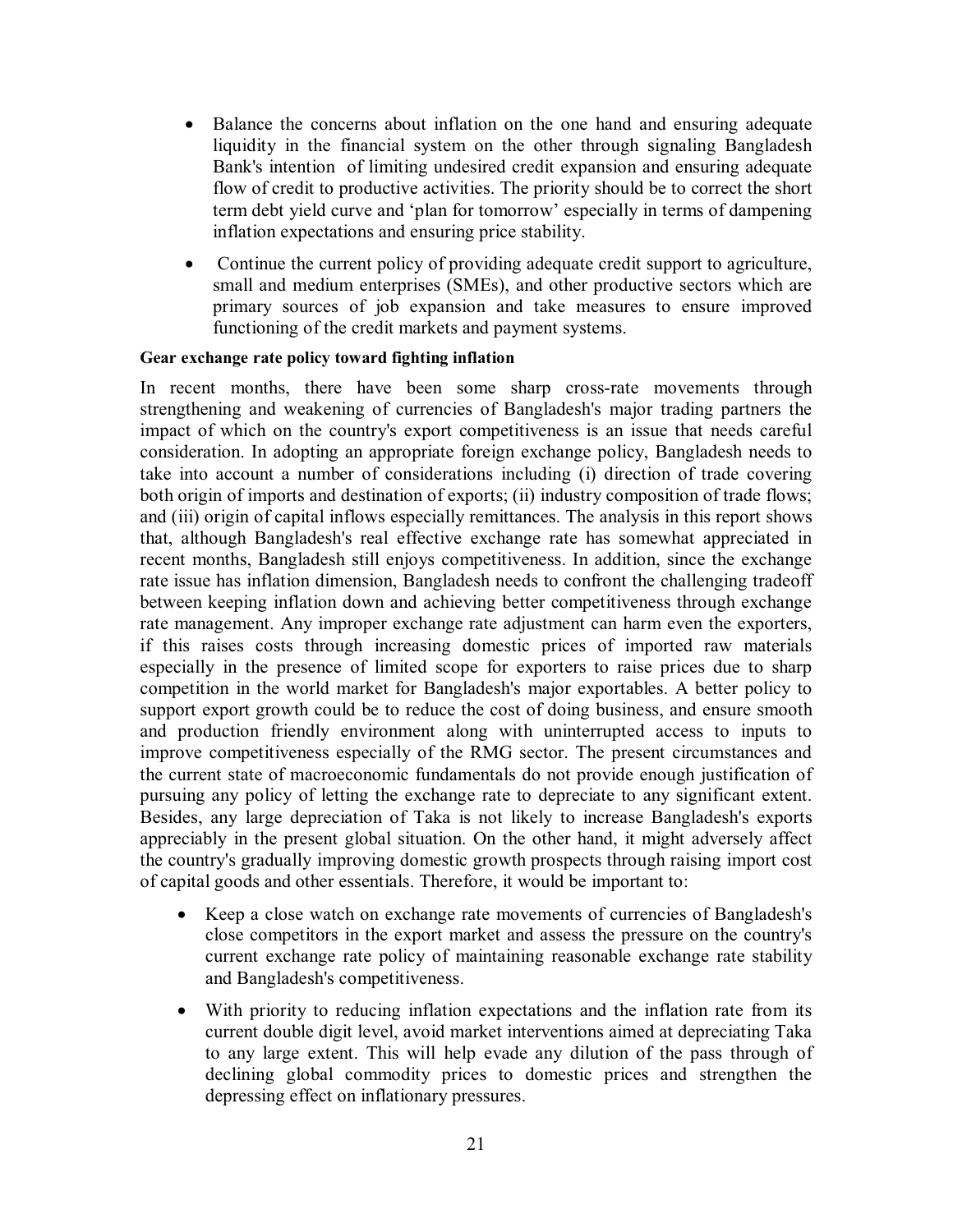- Balance the concerns about inflation on the one hand and ensuring adequate liquidity in the financial system on the other through signaling Bangladesh Bank's intention of limiting undesired credit expansion and ensuring adequate flow of credit to productive activities. The priority should be to correct the short term debt yield curve and 'plan for tomorrow' especially in terms of dampening inflation expectations and ensuring price stability.

- Continue the current policy of providing adequate credit support to agriculture, small and medium enterprises (SMEs), and other productive sectors which are primary sources of job expansion and take measures to ensure improved functioning of the credit markets and payment systems.

**Gear exchange rate policy toward fighting inflation**

In recent months, there have been some sharp cross-rate movements through strengthening and weakening of currencies of Bangladesh's major trading partners the impact of which on the country's export competitiveness is an issue that needs careful consideration. In adopting an appropriate foreign exchange policy, Bangladesh needs to take into account a number of considerations including (i) direction of trade covering both origin of imports and destination of exports; (ii) industry composition of trade flows; and (iii) origin of capital inflows especially remittances. The analysis in this report shows that, although Bangladesh's real effective exchange rate has somewhat appreciated in recent months, Bangladesh still enjoys competitiveness. In addition, since the exchange rate issue has inflation dimension, Bangladesh needs to confront the challenging tradeoff between keeping inflation down and achieving better competitiveness through exchange rate management. Any improper exchange rate adjustment can harm even the exporters, if this raises costs through increasing domestic prices of imported raw materials especially in the presence of limited scope for exporters to raise prices due to sharp competition in the world market for Bangladesh's major exportables. A better policy to support export growth could be to reduce the cost of doing business, and ensure smooth and production friendly environment along with uninterrupted access to inputs to improve competitiveness especially of the RMG sector. The present circumstances and the current state of macroeconomic fundamentals do not provide enough justification of pursuing any policy of letting the exchange rate to depreciate to any significant extent. Besides, any large depreciation of Taka is not likely to increase Bangladesh's exports appreciably in the present global situation. On the other hand, it might adversely affect the country's gradually improving domestic growth prospects through raising import cost of capital goods and other essentials. Therefore, it would be important to:

- Keep a close watch on exchange rate movements of currencies of Bangladesh's close competitors in the export market and assess the pressure on the country's current exchange rate policy of maintaining reasonable exchange rate stability and Bangladesh's competitiveness.

- With priority to reducing inflation expectations and the inflation rate from its current double digit level, avoid market interventions aimed at depreciating Taka to any large extent. This will help evade any dilution of the pass through of declining global commodity prices to domestic prices and strengthen the depressing effect on inflationary pressures.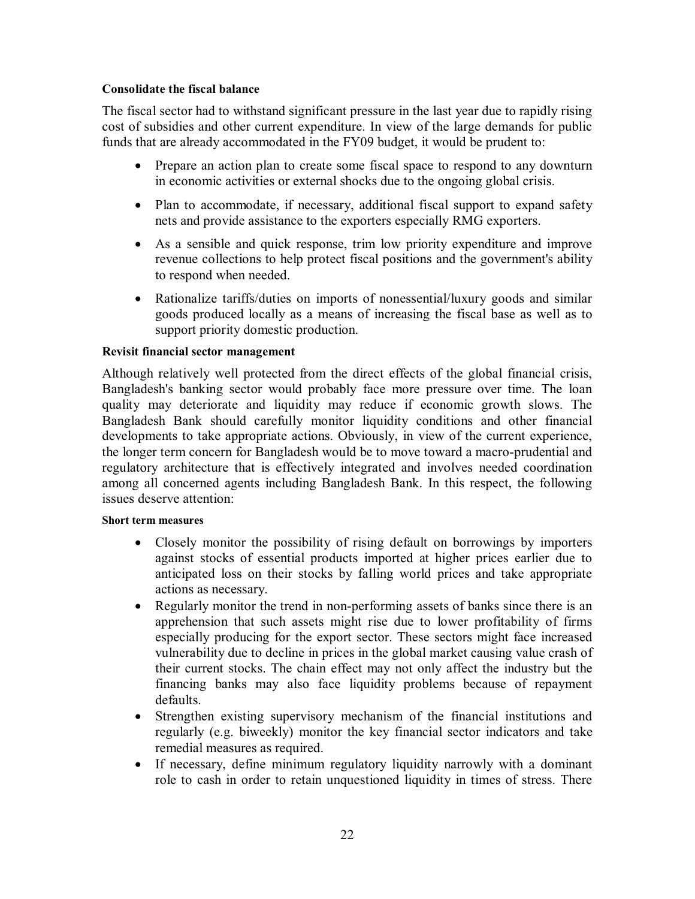**Consolidate the fiscal balance**

The fiscal sector had to withstand significant pressure in the last year due to rapidly rising cost of subsidies and other current expenditure. In view of the large demands for public funds that are already accommodated in the FY09 budget, it would be prudent to:

- Prepare an action plan to create some fiscal space to respond to any downturn in economic activities or external shocks due to the ongoing global crisis.
- Plan to accommodate, if necessary, additional fiscal support to expand safety nets and provide assistance to the exporters especially RMG exporters.
- As a sensible and quick response, trim low priority expenditure and improve revenue collections to help protect fiscal positions and the government's ability to respond when needed.
- Rationalize tariffs/duties on imports of nonessential/luxury goods and similar goods produced locally as a means of increasing the fiscal base as well as to support priority domestic production.

**Revisit financial sector management**

Although relatively well protected from the direct effects of the global financial crisis, Bangladesh's banking sector would probably face more pressure over time. The loan quality may deteriorate and liquidity may reduce if economic growth slows. The Bangladesh Bank should carefully monitor liquidity conditions and other financial developments to take appropriate actions. Obviously, in view of the current experience, the longer term concern for Bangladesh would be to move toward a macro-prudential and regulatory architecture that is effectively integrated and involves needed coordination among all concerned agents including Bangladesh Bank. In this respect, the following issues deserve attention:

**Short term measures**

- Closely monitor the possibility of rising default on borrowings by importers against stocks of essential products imported at higher prices earlier due to anticipated loss on their stocks by falling world prices and take appropriate actions as necessary.
- Regularly monitor the trend in non-performing assets of banks since there is an apprehension that such assets might rise due to lower profitability of firms especially producing for the export sector. These sectors might face increased vulnerability due to decline in prices in the global market causing value crash of their current stocks. The chain effect may not only affect the industry but the financing banks may also face liquidity problems because of repayment defaults.
- Strengthen existing supervisory mechanism of the financial institutions and regularly (e.g. biweekly) monitor the key financial sector indicators and take remedial measures as required.
- If necessary, define minimum regulatory liquidity narrowly with a dominant role to cash in order to retain unquestioned liquidity in times of stress. There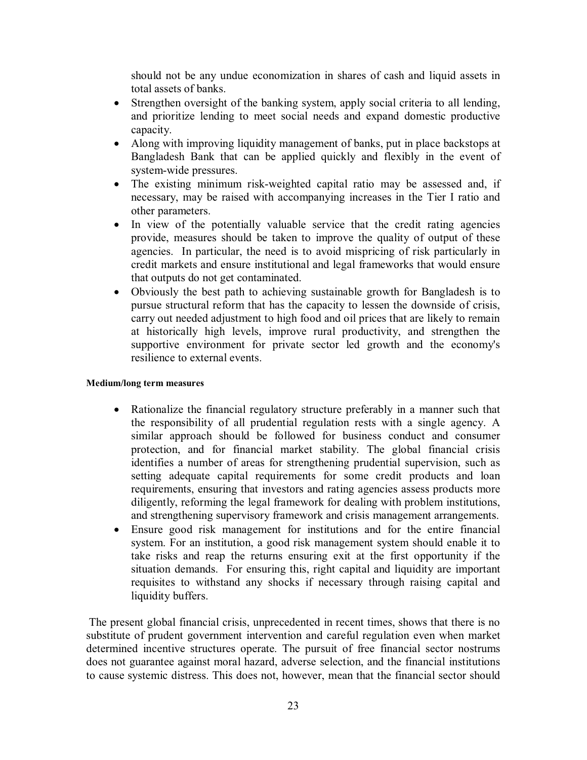should not be any undue economization in shares of cash and liquid assets in total assets of banks.

- Strengthen oversight of the banking system, apply social criteria to all lending, and prioritize lending to meet social needs and expand domestic productive capacity.
- Along with improving liquidity management of banks, put in place backstops at Bangladesh Bank that can be applied quickly and flexibly in the event of system-wide pressures.
- The existing minimum risk-weighted capital ratio may be assessed and, if necessary, may be raised with accompanying increases in the Tier I ratio and other parameters.
- In view of the potentially valuable service that the credit rating agencies provide, measures should be taken to improve the quality of output of these agencies. In particular, the need is to avoid mispricing of risk particularly in credit markets and ensure institutional and legal frameworks that would ensure that outputs do not get contaminated.
- Obviously the best path to achieving sustainable growth for Bangladesh is to pursue structural reform that has the capacity to lessen the downside of crisis, carry out needed adjustment to high food and oil prices that are likely to remain at historically high levels, improve rural productivity, and strengthen the supportive environment for private sector led growth and the economy's resilience to external events.

**Medium/long term measures**

- Rationalize the financial regulatory structure preferably in a manner such that the responsibility of all prudential regulation rests with a single agency. A similar approach should be followed for business conduct and consumer protection, and for financial market stability. The global financial crisis identifies a number of areas for strengthening prudential supervision, such as setting adequate capital requirements for some credit products and loan requirements, ensuring that investors and rating agencies assess products more diligently, reforming the legal framework for dealing with problem institutions, and strengthening supervisory framework and crisis management arrangements.
- Ensure good risk management for institutions and for the entire financial system. For an institution, a good risk management system should enable it to take risks and reap the returns ensuring exit at the first opportunity if the situation demands. For ensuring this, right capital and liquidity are important requisites to withstand any shocks if necessary through raising capital and liquidity buffers.

The present global financial crisis, unprecedented in recent times, shows that there is no substitute of prudent government intervention and careful regulation even when market determined incentive structures operate. The pursuit of free financial sector nostrums does not guarantee against moral hazard, adverse selection, and the financial institutions to cause systemic distress. This does not, however, mean that the financial sector should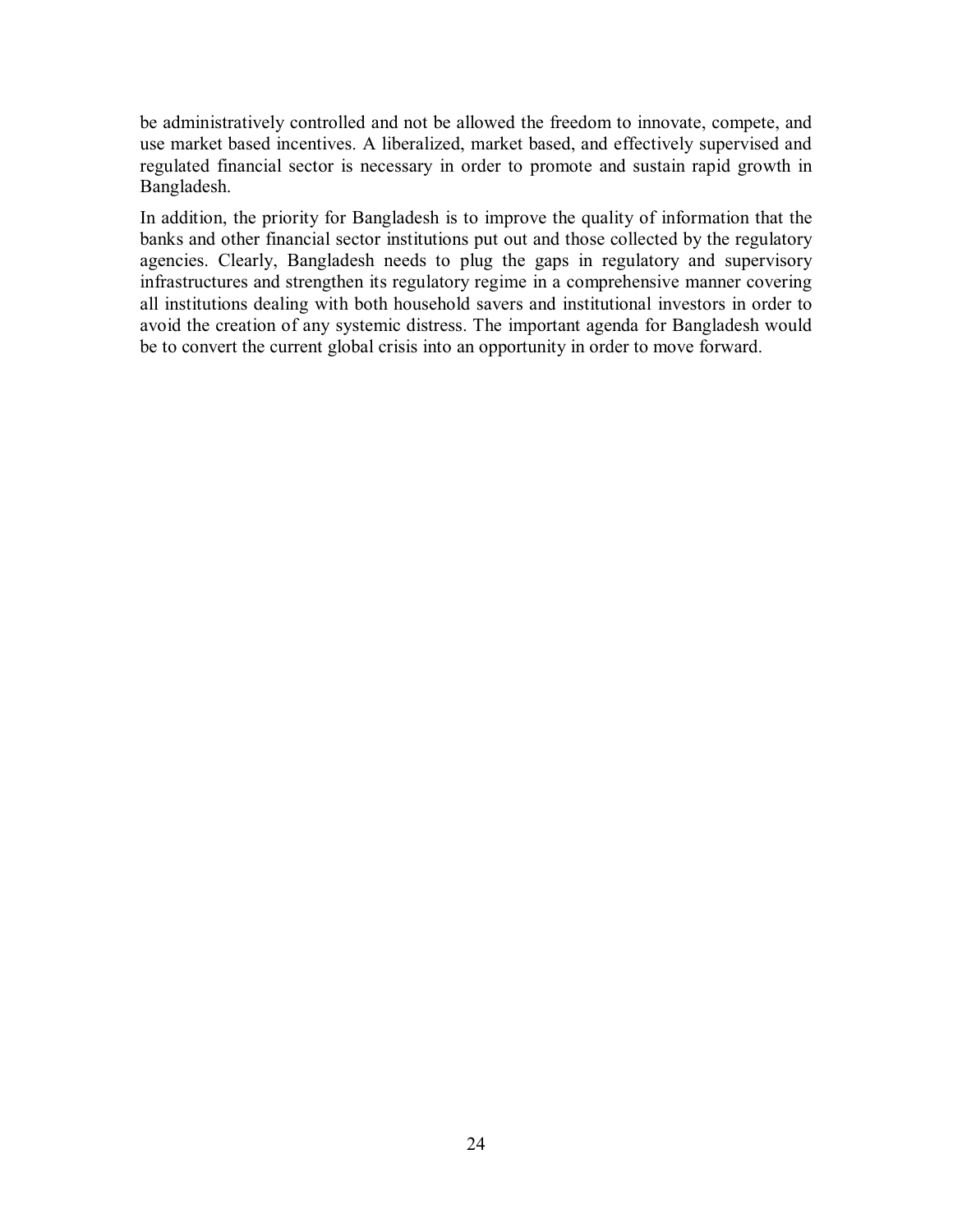be administratively controlled and not be allowed the freedom to innovate, compete, and use market based incentives. A liberalized, market based, and effectively supervised and regulated financial sector is necessary in order to promote and sustain rapid growth in Bangladesh.

In addition, the priority for Bangladesh is to improve the quality of information that the banks and other financial sector institutions put out and those collected by the regulatory agencies. Clearly, Bangladesh needs to plug the gaps in regulatory and supervisory infrastructures and strengthen its regulatory regime in a comprehensive manner covering all institutions dealing with both household savers and institutional investors in order to avoid the creation of any systemic distress. The important agenda for Bangladesh would be to convert the current global crisis into an opportunity in order to move forward.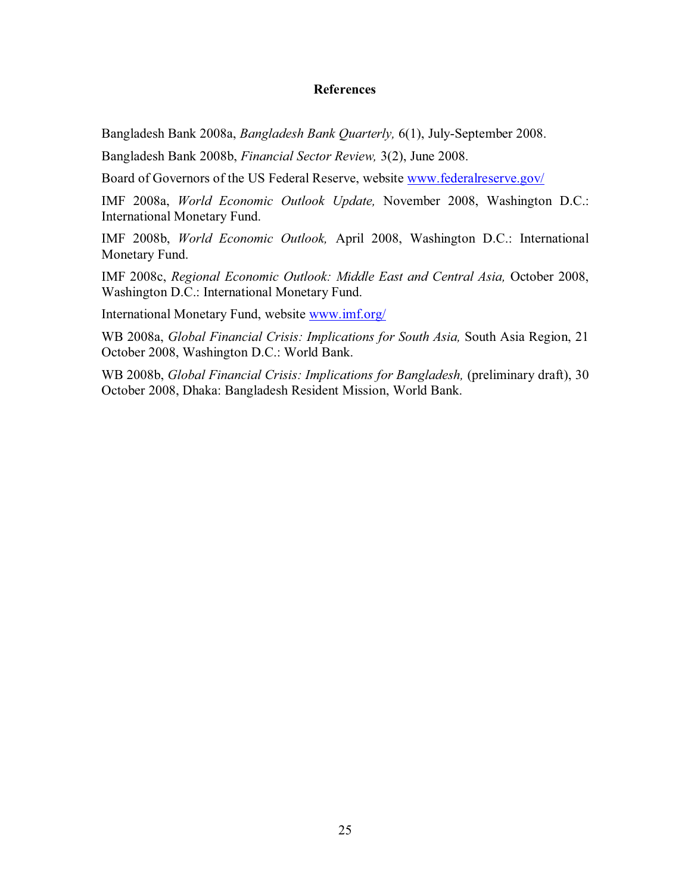## References

Bangladesh Bank 2008a, *Bangladesh Bank Quarterly,* 6(1), July-September 2008.

Bangladesh Bank 2008b, *Financial Sector Review,* 3(2), June 2008.

Board of Governors of the US Federal Reserve, website [www.federalreserve.gov/](www.federalreserve.gov/)

IMF 2008a, *World Economic Outlook Update,* November 2008, Washington D.C.: International Monetary Fund.

IMF 2008b, *World Economic Outlook,* April 2008, Washington D.C.: International Monetary Fund.

IMF 2008c, *Regional Economic Outlook: Middle East and Central Asia,* October 2008, Washington D.C.: International Monetary Fund.

International Monetary Fund, website [www.imf.org/](www.imf.org/)

WB 2008a, *Global Financial Crisis: Implications for South Asia,* South Asia Region, 21 October 2008, Washington D.C.: World Bank.

WB 2008b, *Global Financial Crisis: Implications for Bangladesh,* (preliminary draft), 30 October 2008, Dhaka: Bangladesh Resident Mission, World Bank.